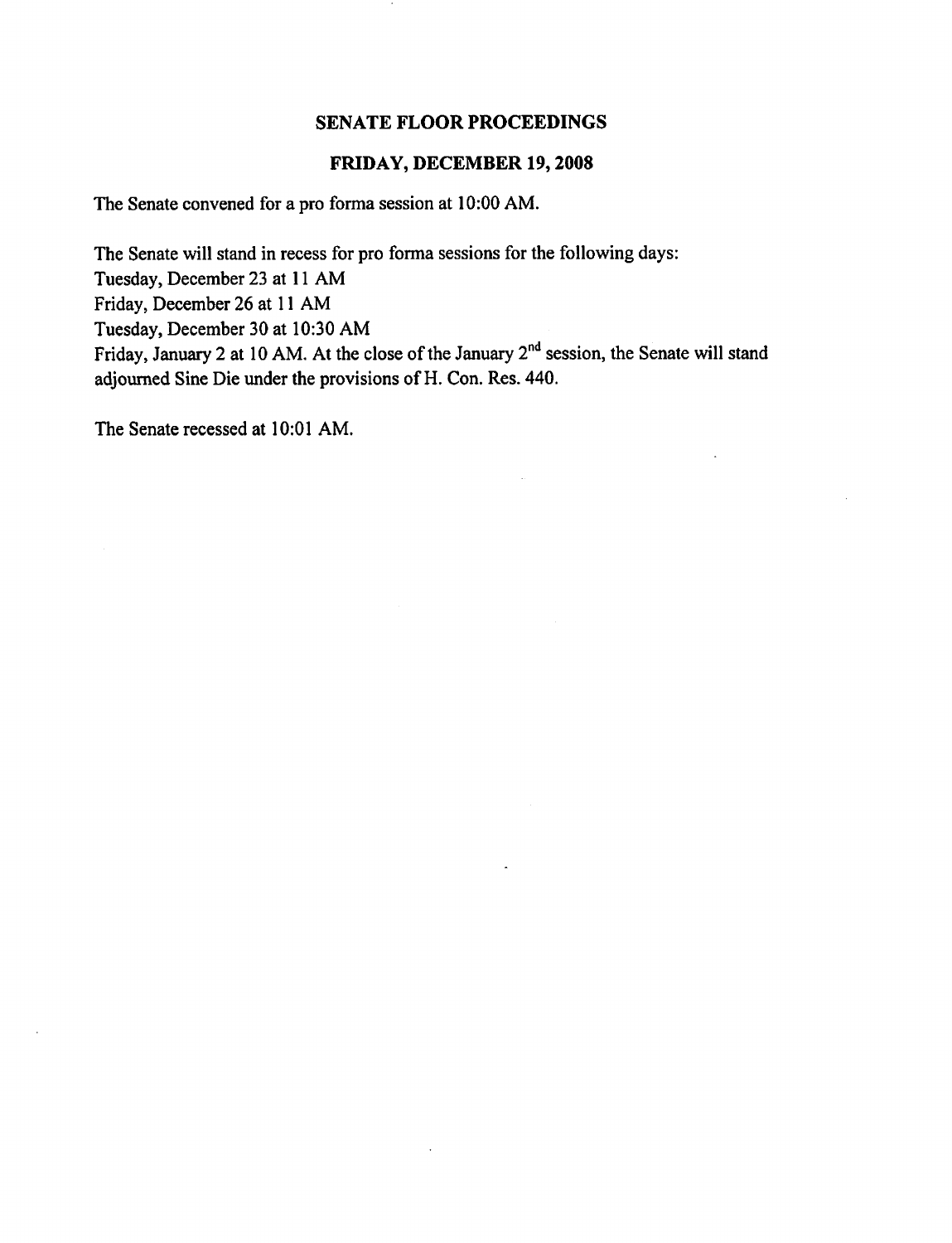# SENATE FLOOR PROCEEDINGS

## FRIDAY, DECEMBER 19, 2008

The Senate convened for a pro forma session at 10:00 AM.

The Senate will stand in recess for pro forma sessions for the following days:
Tuesday, December 23 at 11 AM
Friday, December 26 at 11 AM
Tuesday, December 30 at 10:30 AM
Friday, January 2 at 10 AM. At the close of the January 2nd session, the Senate will stand adjourned Sine Die under the provisions of H. Con. Res. 440.

The Senate recessed at 10:01 AM.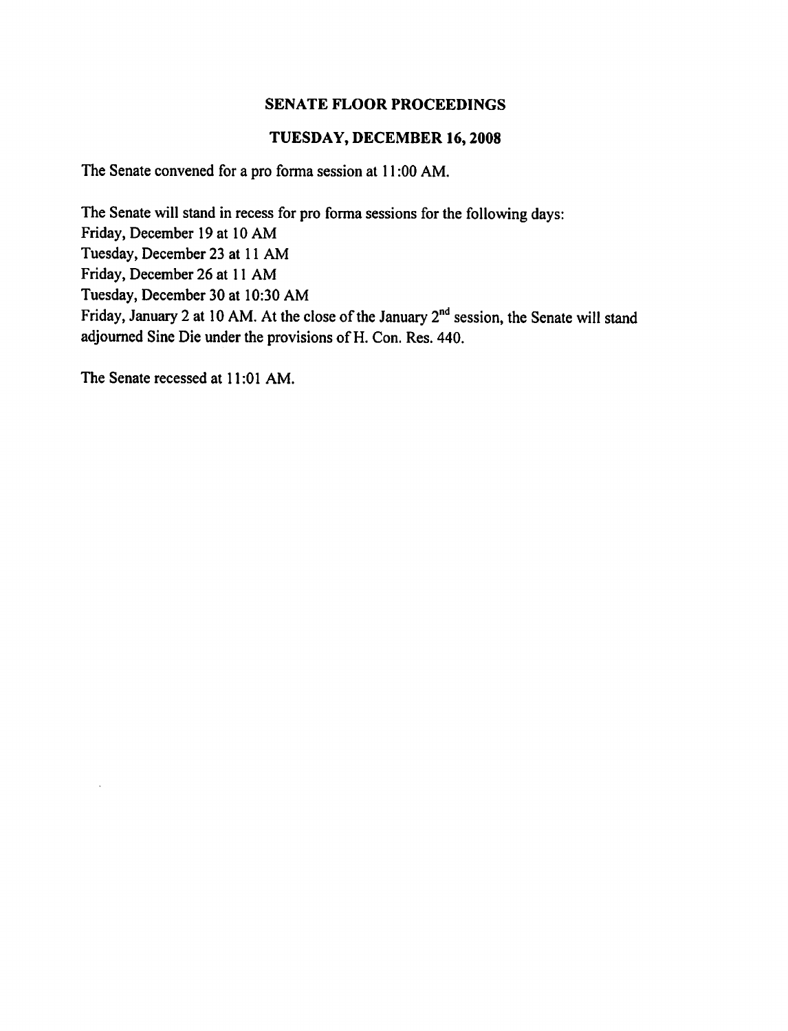# SENATE FLOOR PROCEEDINGS

## TUESDAY, DECEMBER 16, 2008

The Senate convened for a pro forma session at 11:00 AM.

The Senate will stand in recess for pro forma sessions for the following days:
Friday, December 19 at 10 AM
Tuesday, December 23 at 11 AM
Friday, December 26 at 11 AM
Tuesday, December 30 at 10:30 AM
Friday, January 2 at 10 AM. At the close of the January 2nd session, the Senate will stand adjourned Sine Die under the provisions of H. Con. Res. 440.

The Senate recessed at 11:01 AM.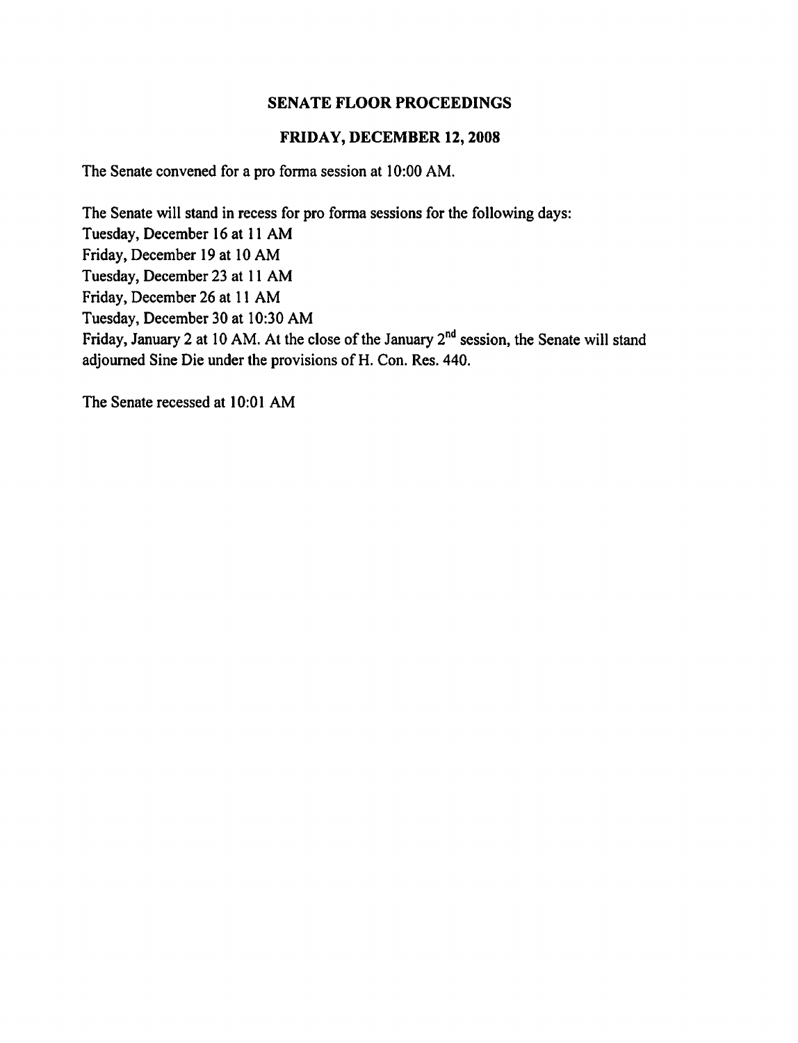# SENATE FLOOR PROCEEDINGS

## FRIDAY, DECEMBER 12, 2008

The Senate convened for a pro forma session at 10:00 AM.

The Senate will stand in recess for pro forma sessions for the following days:
Tuesday, December 16 at 11 AM
Friday, December 19 at 10 AM
Tuesday, December 23 at 11 AM
Friday, December 26 at 11 AM
Tuesday, December 30 at 10:30 AM
Friday, January 2 at 10 AM. At the close of the January 2nd session, the Senate will stand adjourned Sine Die under the provisions of H. Con. Res. 440.

The Senate recessed at 10:01 AM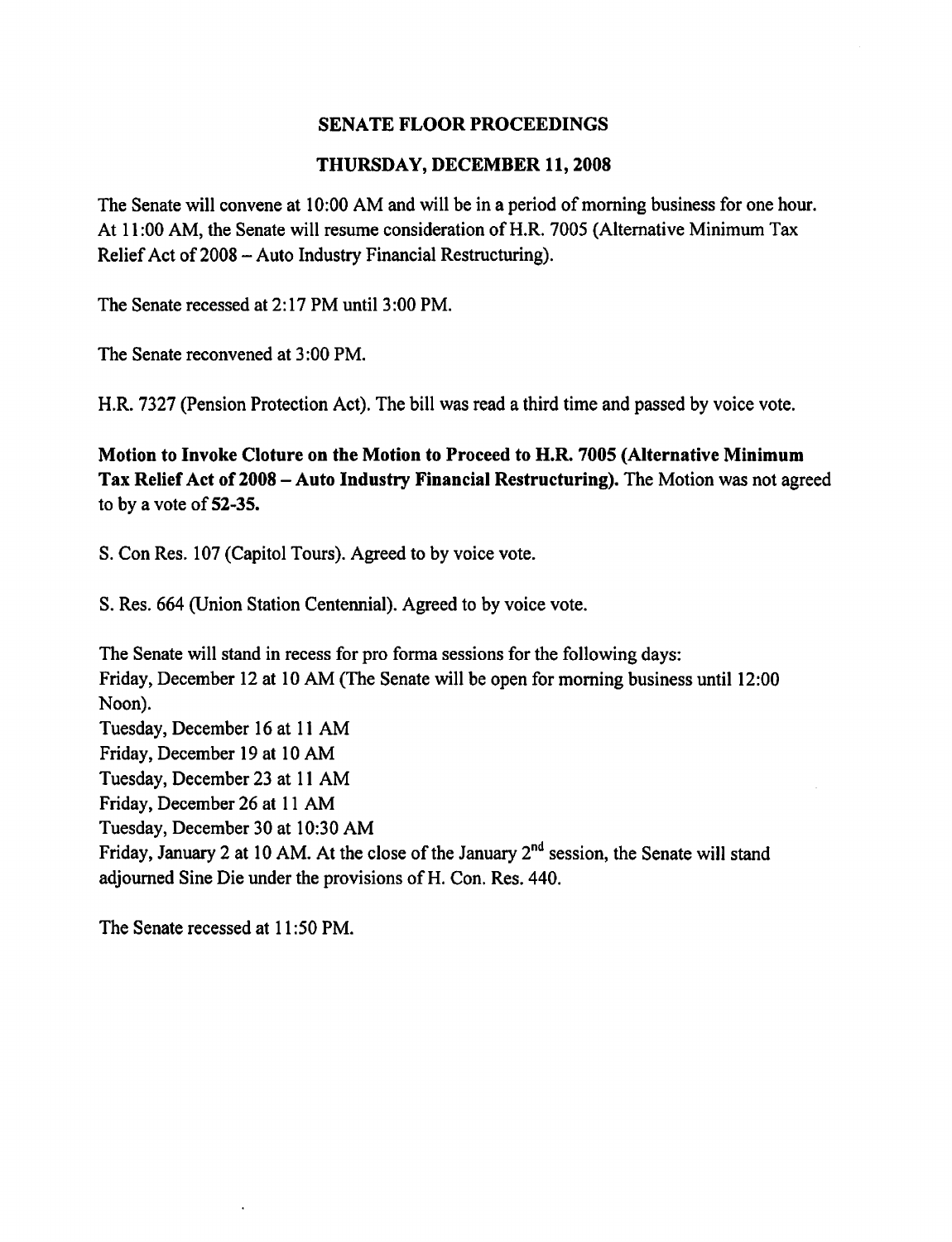# SENATE FLOOR PROCEEDINGS

## THURSDAY, DECEMBER 11, 2008

The Senate will convene at 10:00 AM and will be in a period of morning business for one hour. At 11:00 AM, the Senate will resume consideration of H.R. 7005 (Alternative Minimum Tax Relief Act of 2008 – Auto Industry Financial Restructuring).

The Senate recessed at 2:17 PM until 3:00 PM.

The Senate reconvened at 3:00 PM.

H.R. 7327 (Pension Protection Act). The bill was read a third time and passed by voice vote.

**Motion to Invoke Cloture on the Motion to Proceed to H.R. 7005 (Alternative Minimum Tax Relief Act of 2008 – Auto Industry Financial Restructuring).** The Motion was not agreed to by a vote of **52-35.**

S. Con Res. 107 (Capitol Tours). Agreed to by voice vote.

S. Res. 664 (Union Station Centennial). Agreed to by voice vote.

The Senate will stand in recess for pro forma sessions for the following days:
Friday, December 12 at 10 AM (The Senate will be open for morning business until 12:00 Noon).
Tuesday, December 16 at 11 AM
Friday, December 19 at 10 AM
Tuesday, December 23 at 11 AM
Friday, December 26 at 11 AM
Tuesday, December 30 at 10:30 AM
Friday, January 2 at 10 AM. At the close of the January 2nd session, the Senate will stand adjourned Sine Die under the provisions of H. Con. Res. 440.

The Senate recessed at 11:50 PM.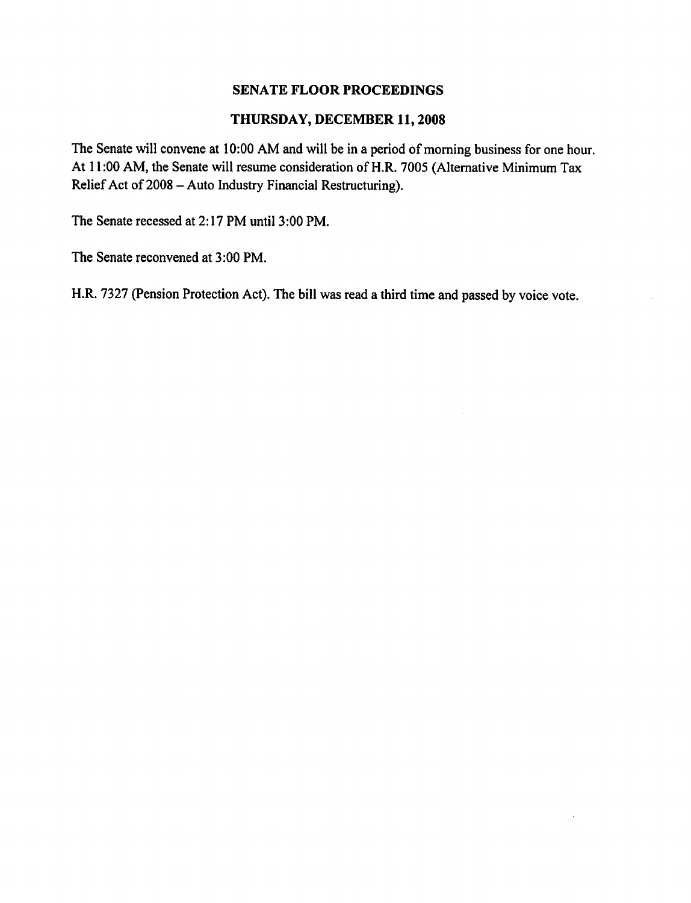# SENATE FLOOR PROCEEDINGS

## THURSDAY, DECEMBER 11, 2008

The Senate will convene at 10:00 AM and will be in a period of morning business for one hour. At 11:00 AM, the Senate will resume consideration of H.R. 7005 (Alternative Minimum Tax Relief Act of 2008 – Auto Industry Financial Restructuring).

The Senate recessed at 2:17 PM until 3:00 PM.

The Senate reconvened at 3:00 PM.

H.R. 7327 (Pension Protection Act). The bill was read a third time and passed by voice vote.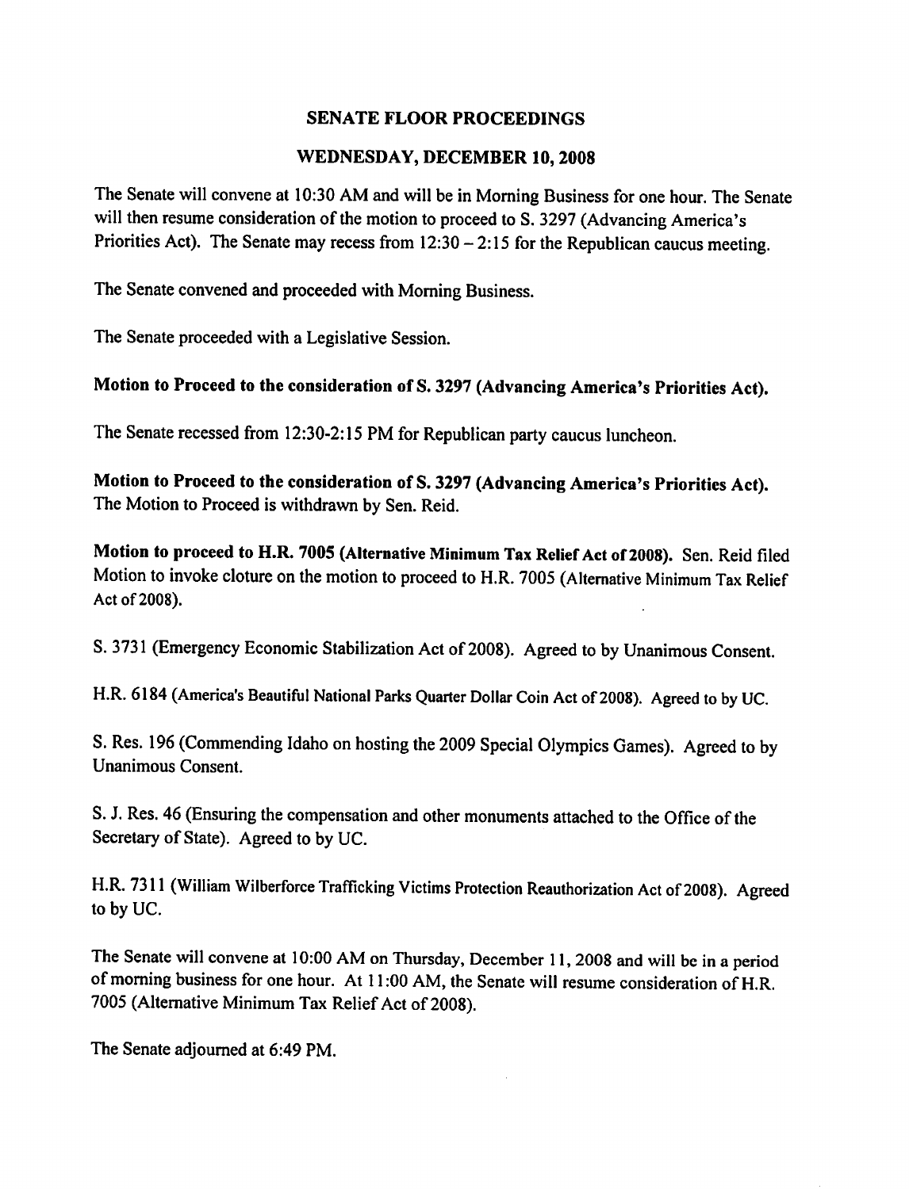# SENATE FLOOR PROCEEDINGS

## WEDNESDAY, DECEMBER 10, 2008

The Senate will convene at 10:30 AM and will be in Morning Business for one hour. The Senate will then resume consideration of the motion to proceed to S. 3297 (Advancing America's Priorities Act). The Senate may recess from 12:30 – 2:15 for the Republican caucus meeting.

The Senate convened and proceeded with Morning Business.

The Senate proceeded with a Legislative Session.

**Motion to Proceed to the consideration of S. 3297 (Advancing America's Priorities Act).**

The Senate recessed from 12:30-2:15 PM for Republican party caucus luncheon.

**Motion to Proceed to the consideration of S. 3297 (Advancing America's Priorities Act).** The Motion to Proceed is withdrawn by Sen. Reid.

**Motion to proceed to H.R. 7005 (Alternative Minimum Tax Relief Act of 2008).** Sen. Reid filed Motion to invoke cloture on the motion to proceed to H.R. 7005 (Alternative Minimum Tax Relief Act of 2008).

S. 3731 (Emergency Economic Stabilization Act of 2008). Agreed to by Unanimous Consent.

H.R. 6184 (America's Beautiful National Parks Quarter Dollar Coin Act of 2008). Agreed to by UC.

S. Res. 196 (Commending Idaho on hosting the 2009 Special Olympics Games). Agreed to by Unanimous Consent.

S. J. Res. 46 (Ensuring the compensation and other monuments attached to the Office of the Secretary of State). Agreed to by UC.

H.R. 7311 (William Wilberforce Trafficking Victims Protection Reauthorization Act of 2008). Agreed to by UC.

The Senate will convene at 10:00 AM on Thursday, December 11, 2008 and will be in a period of morning business for one hour. At 11:00 AM, the Senate will resume consideration of H.R. 7005 (Alternative Minimum Tax Relief Act of 2008).

The Senate adjourned at 6:49 PM.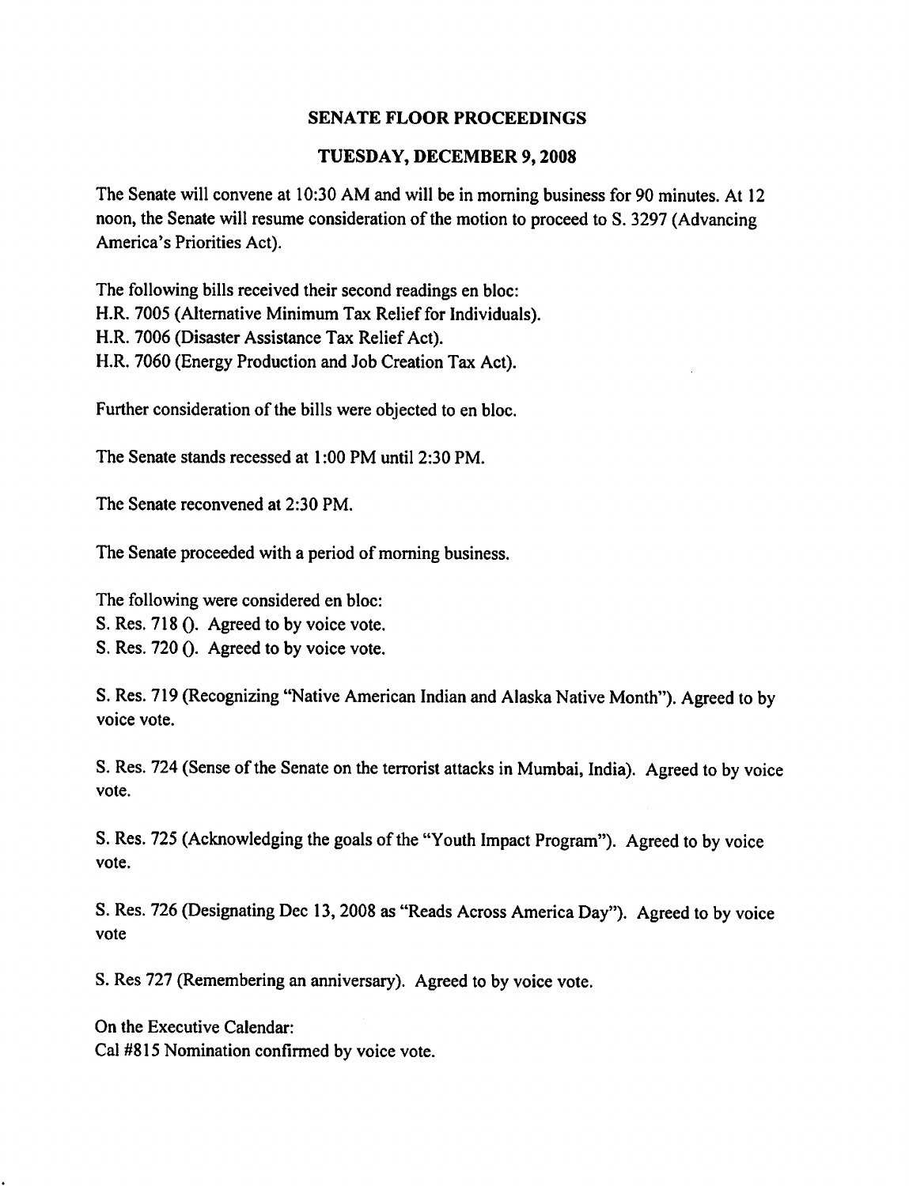**SENATE FLOOR PROCEEDINGS**

**TUESDAY, DECEMBER 9, 2008**

The Senate will convene at 10:30 AM and will be in morning business for 90 minutes. At 12 noon, the Senate will resume consideration of the motion to proceed to S. 3297 (Advancing America's Priorities Act).

The following bills received their second readings en bloc:
H.R. 7005 (Alternative Minimum Tax Relief for Individuals).
H.R. 7006 (Disaster Assistance Tax Relief Act).
H.R. 7060 (Energy Production and Job Creation Tax Act).

Further consideration of the bills were objected to en bloc.

The Senate stands recessed at 1:00 PM until 2:30 PM.

The Senate reconvened at 2:30 PM.

The Senate proceeded with a period of morning business.

The following were considered en bloc:
S. Res. 718 (). Agreed to by voice vote.
S. Res. 720 (). Agreed to by voice vote.

S. Res. 719 (Recognizing "Native American Indian and Alaska Native Month"). Agreed to by voice vote.

S. Res. 724 (Sense of the Senate on the terrorist attacks in Mumbai, India). Agreed to by voice vote.

S. Res. 725 (Acknowledging the goals of the "Youth Impact Program"). Agreed to by voice vote.

S. Res. 726 (Designating Dec 13, 2008 as "Reads Across America Day"). Agreed to by voice vote

S. Res 727 (Remembering an anniversary). Agreed to by voice vote.

On the Executive Calendar:
Cal #815 Nomination confirmed by voice vote.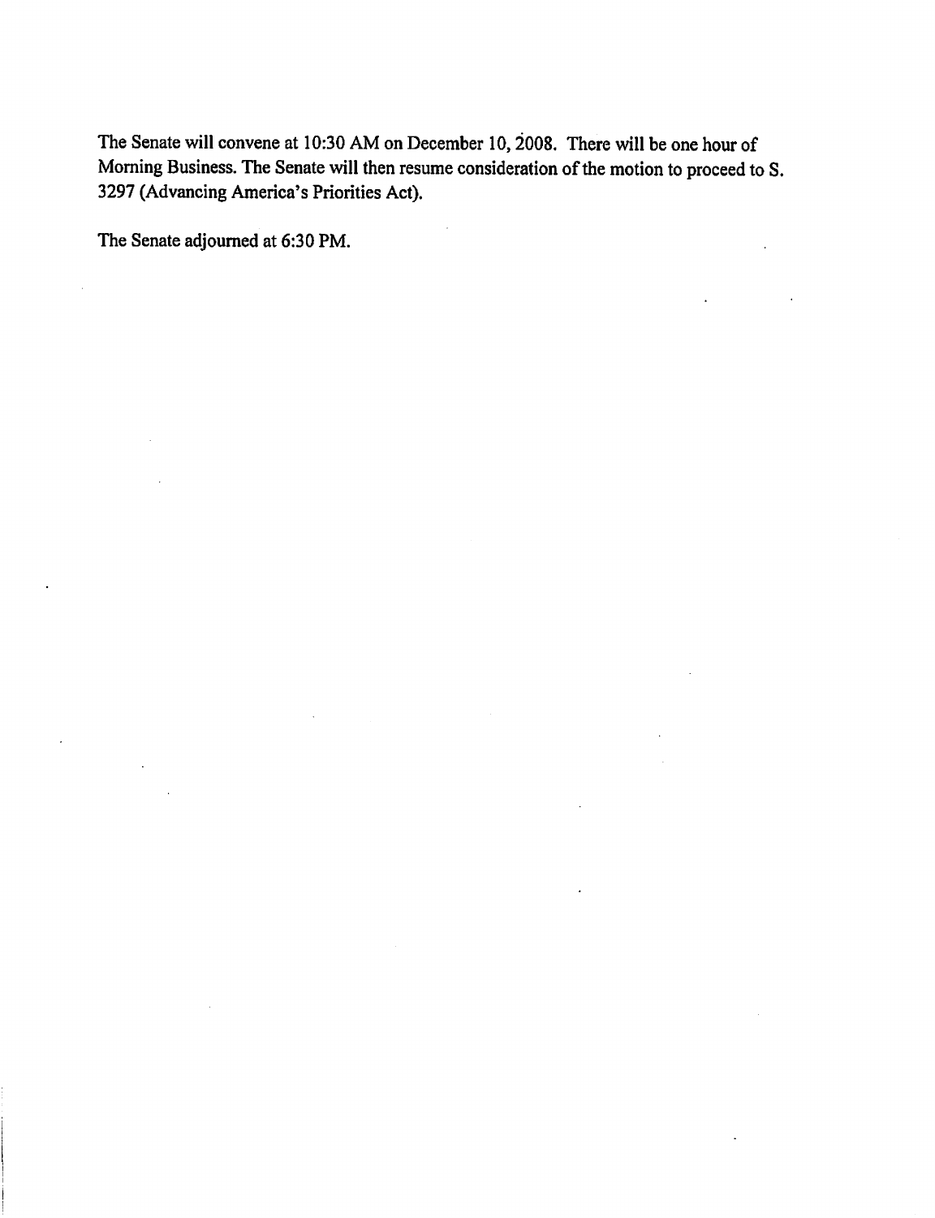The Senate will convene at 10:30 AM on December 10, 2008. There will be one hour of Morning Business. The Senate will then resume consideration of the motion to proceed to S. 3297 (Advancing America's Priorities Act).

The Senate adjourned at 6:30 PM.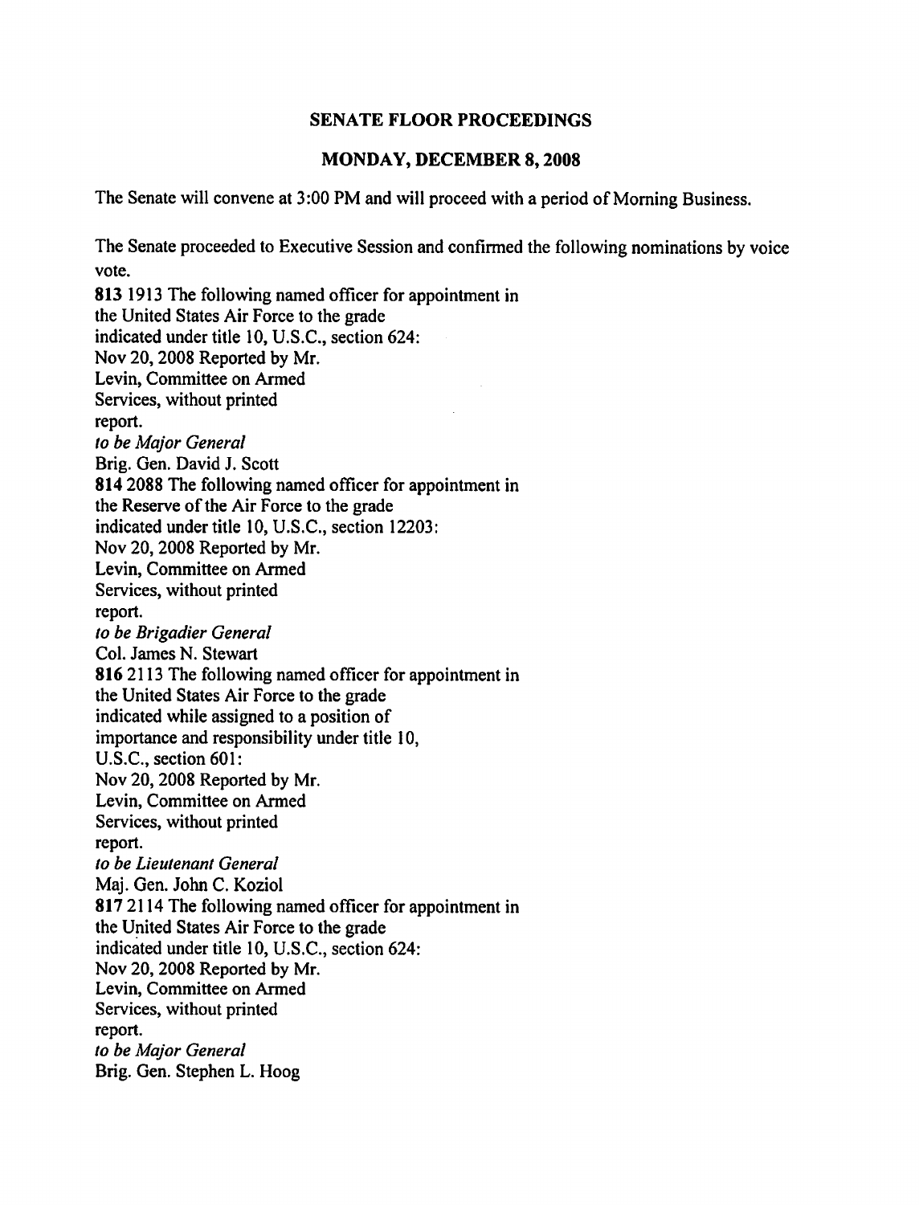**SENATE FLOOR PROCEEDINGS**

**MONDAY, DECEMBER 8, 2008**

The Senate will convene at 3:00 PM and will proceed with a period of Morning Business.

The Senate proceeded to Executive Session and confirmed the following nominations by voice vote.

**813** 1913 The following named officer for appointment in
the United States Air Force to the grade
indicated under title 10, U.S.C., section 624:
Nov 20, 2008 Reported by Mr.
Levin, Committee on Armed
Services, without printed
report.
*to be Major General*
Brig. Gen. David J. Scott

**814** 2088 The following named officer for appointment in
the Reserve of the Air Force to the grade
indicated under title 10, U.S.C., section 12203:
Nov 20, 2008 Reported by Mr.
Levin, Committee on Armed
Services, without printed
report.
*to be Brigadier General*
Col. James N. Stewart

**816** 2113 The following named officer for appointment in
the United States Air Force to the grade
indicated while assigned to a position of
importance and responsibility under title 10,
U.S.C., section 601:
Nov 20, 2008 Reported by Mr.
Levin, Committee on Armed
Services, without printed
report.
*to be Lieutenant General*
Maj. Gen. John C. Koziol

**817** 2114 The following named officer for appointment in
the United States Air Force to the grade
indicated under title 10, U.S.C., section 624:
Nov 20, 2008 Reported by Mr.
Levin, Committee on Armed
Services, without printed
report.
*to be Major General*
Brig. Gen. Stephen L. Hoog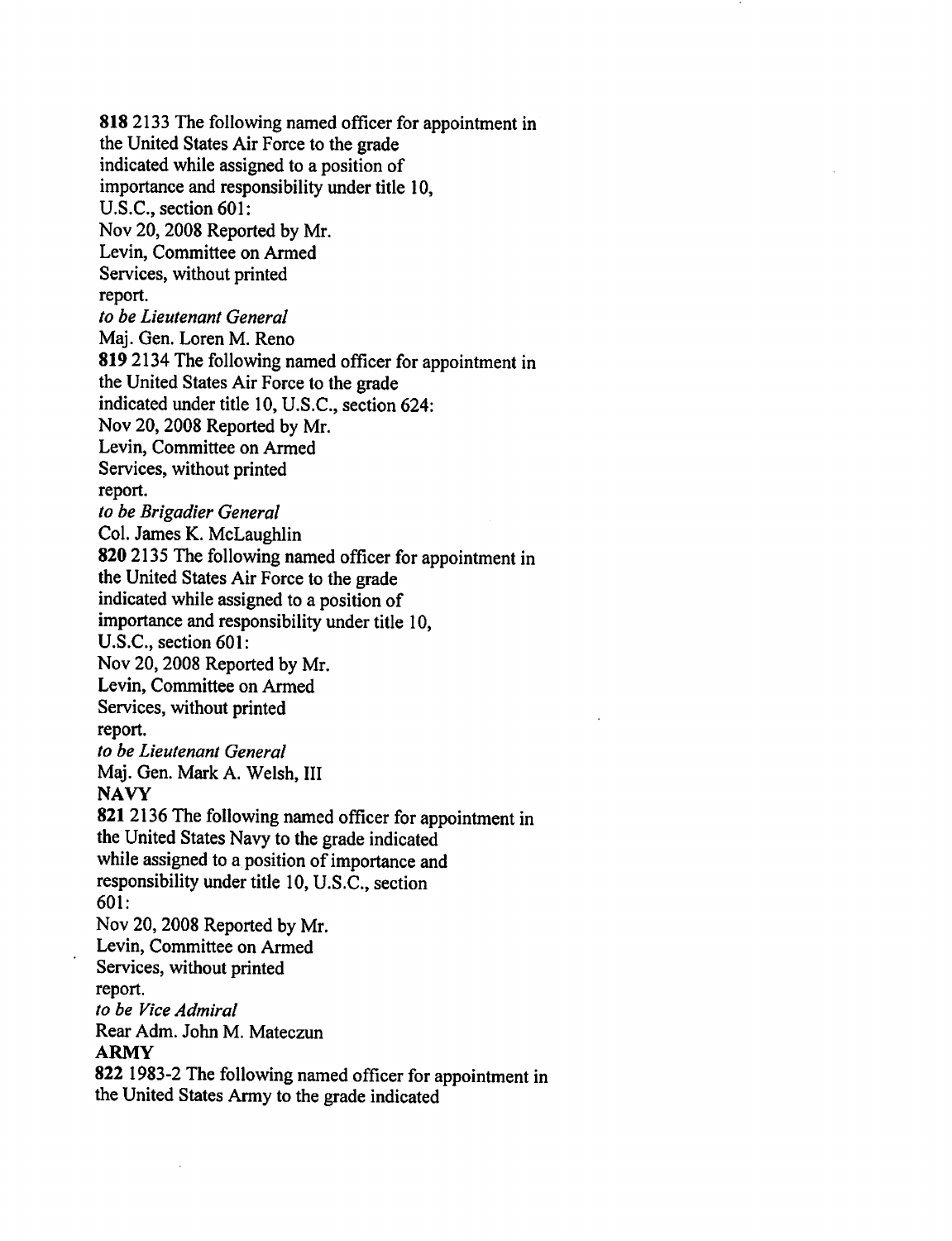**818** 2133 The following named officer for appointment in the United States Air Force to the grade indicated while assigned to a position of importance and responsibility under title 10, U.S.C., section 601:

Nov 20, 2008 Reported by Mr. Levin, Committee on Armed Services, without printed report.

*to be Lieutenant General*

Maj. Gen. Loren M. Reno

**819** 2134 The following named officer for appointment in the United States Air Force to the grade indicated under title 10, U.S.C., section 624:

Nov 20, 2008 Reported by Mr. Levin, Committee on Armed Services, without printed report.

*to be Brigadier General*

Col. James K. McLaughlin

**820** 2135 The following named officer for appointment in the United States Air Force to the grade indicated while assigned to a position of importance and responsibility under title 10, U.S.C., section 601:

Nov 20, 2008 Reported by Mr. Levin, Committee on Armed Services, without printed report.

*to be Lieutenant General*

Maj. Gen. Mark A. Welsh, III

**NAVY**

**821** 2136 The following named officer for appointment in the United States Navy to the grade indicated while assigned to a position of importance and responsibility under title 10, U.S.C., section 601:

Nov 20, 2008 Reported by Mr. Levin, Committee on Armed Services, without printed report.

*to be Vice Admiral*

Rear Adm. John M. Mateczun

**ARMY**

**822** 1983-2 The following named officer for appointment in the United States Army to the grade indicated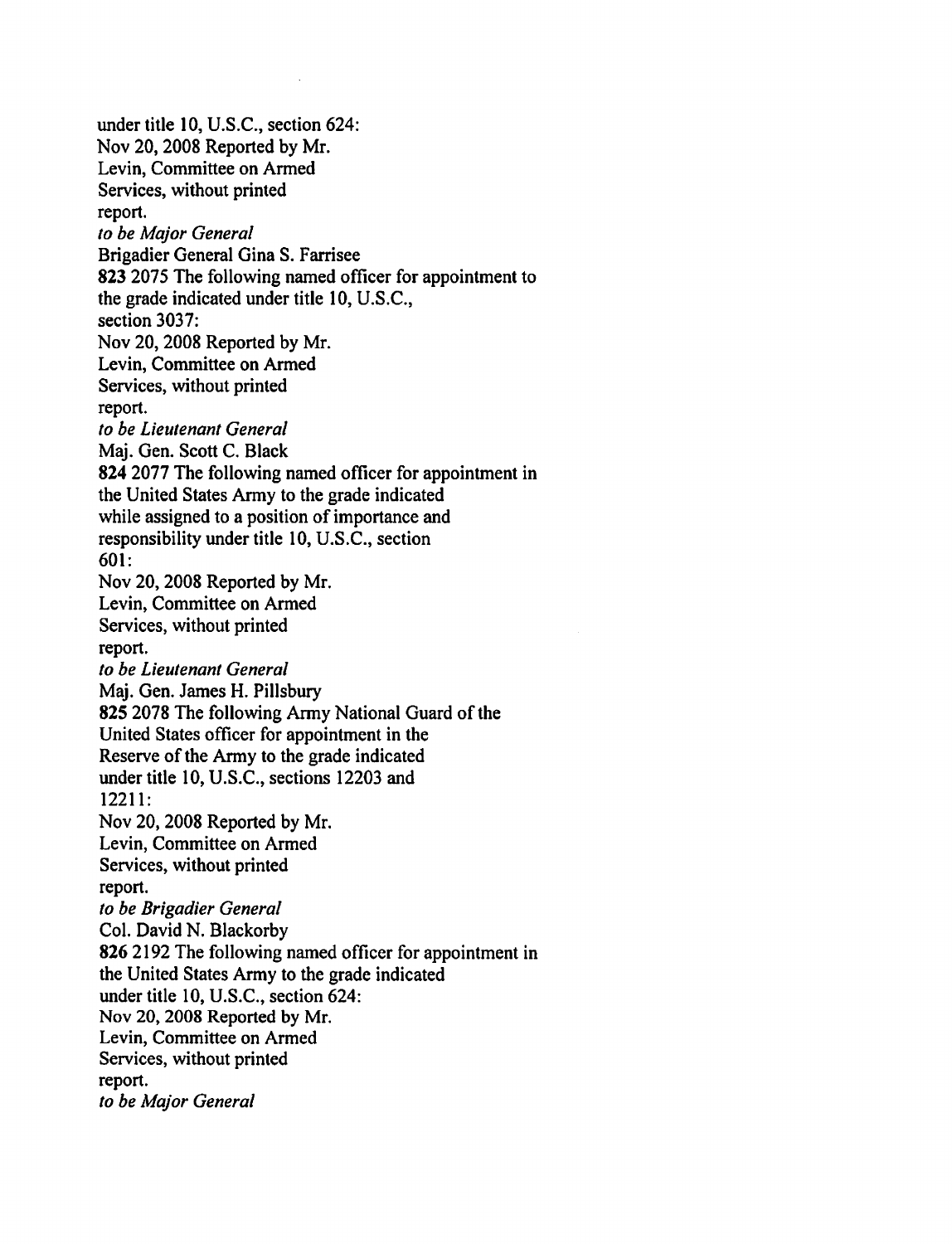under title 10, U.S.C., section 624:
Nov 20, 2008 Reported by Mr.
Levin, Committee on Armed
Services, without printed
report.
*to be Major General*
Brigadier General Gina S. Farrisee
**823** 2075 The following named officer for appointment to
the grade indicated under title 10, U.S.C.,
section 3037:
Nov 20, 2008 Reported by Mr.
Levin, Committee on Armed
Services, without printed
report.
*to be Lieutenant General*
Maj. Gen. Scott C. Black
**824** 2077 The following named officer for appointment in
the United States Army to the grade indicated
while assigned to a position of importance and
responsibility under title 10, U.S.C., section
601:
Nov 20, 2008 Reported by Mr.
Levin, Committee on Armed
Services, without printed
report.
*to be Lieutenant General*
Maj. Gen. James H. Pillsbury
**825** 2078 The following Army National Guard of the
United States officer for appointment in the
Reserve of the Army to the grade indicated
under title 10, U.S.C., sections 12203 and
12211:
Nov 20, 2008 Reported by Mr.
Levin, Committee on Armed
Services, without printed
report.
*to be Brigadier General*
Col. David N. Blackorby
**826** 2192 The following named officer for appointment in
the United States Army to the grade indicated
under title 10, U.S.C., section 624:
Nov 20, 2008 Reported by Mr.
Levin, Committee on Armed
Services, without printed
report.
*to be Major General*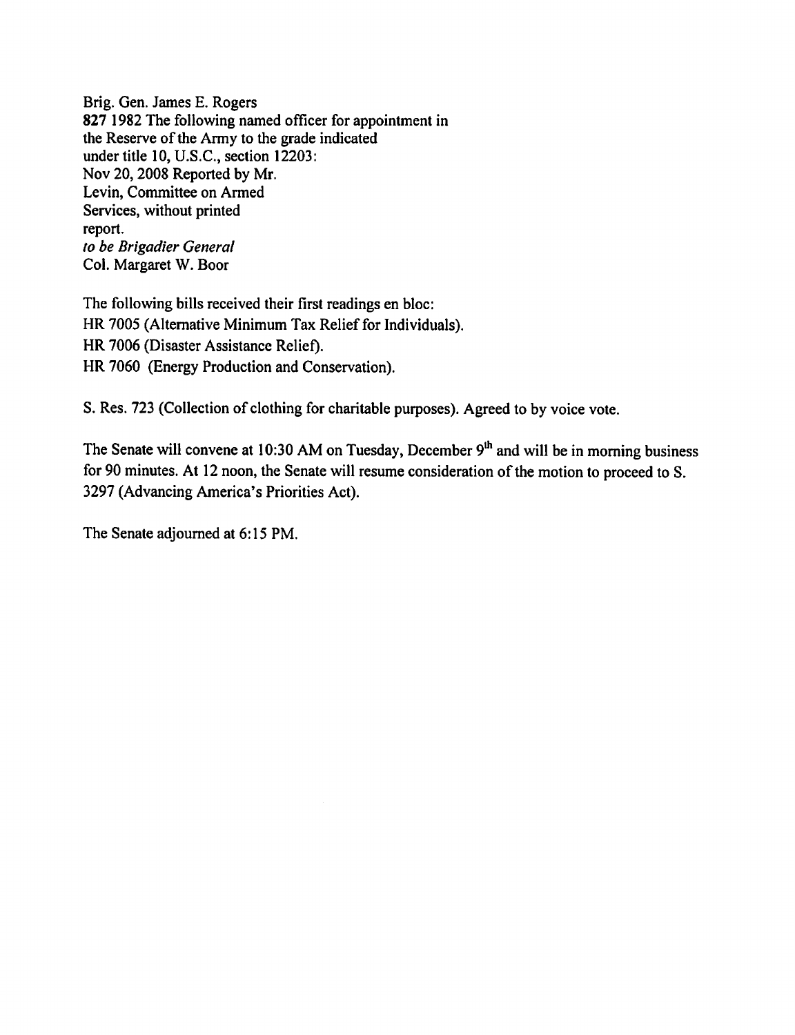Brig. Gen. James E. Rogers
**827** 1982 The following named officer for appointment in
the Reserve of the Army to the grade indicated
under title 10, U.S.C., section 12203:
Nov 20, 2008 Reported by Mr.
Levin, Committee on Armed
Services, without printed
report.
*to be Brigadier General*
Col. Margaret W. Boor

The following bills received their first readings en bloc:
HR 7005 (Alternative Minimum Tax Relief for Individuals).
HR 7006 (Disaster Assistance Relief).
HR 7060 (Energy Production and Conservation).

S. Res. 723 (Collection of clothing for charitable purposes). Agreed to by voice vote.

The Senate will convene at 10:30 AM on Tuesday, December 9th and will be in morning business for 90 minutes. At 12 noon, the Senate will resume consideration of the motion to proceed to S. 3297 (Advancing America's Priorities Act).

The Senate adjourned at 6:15 PM.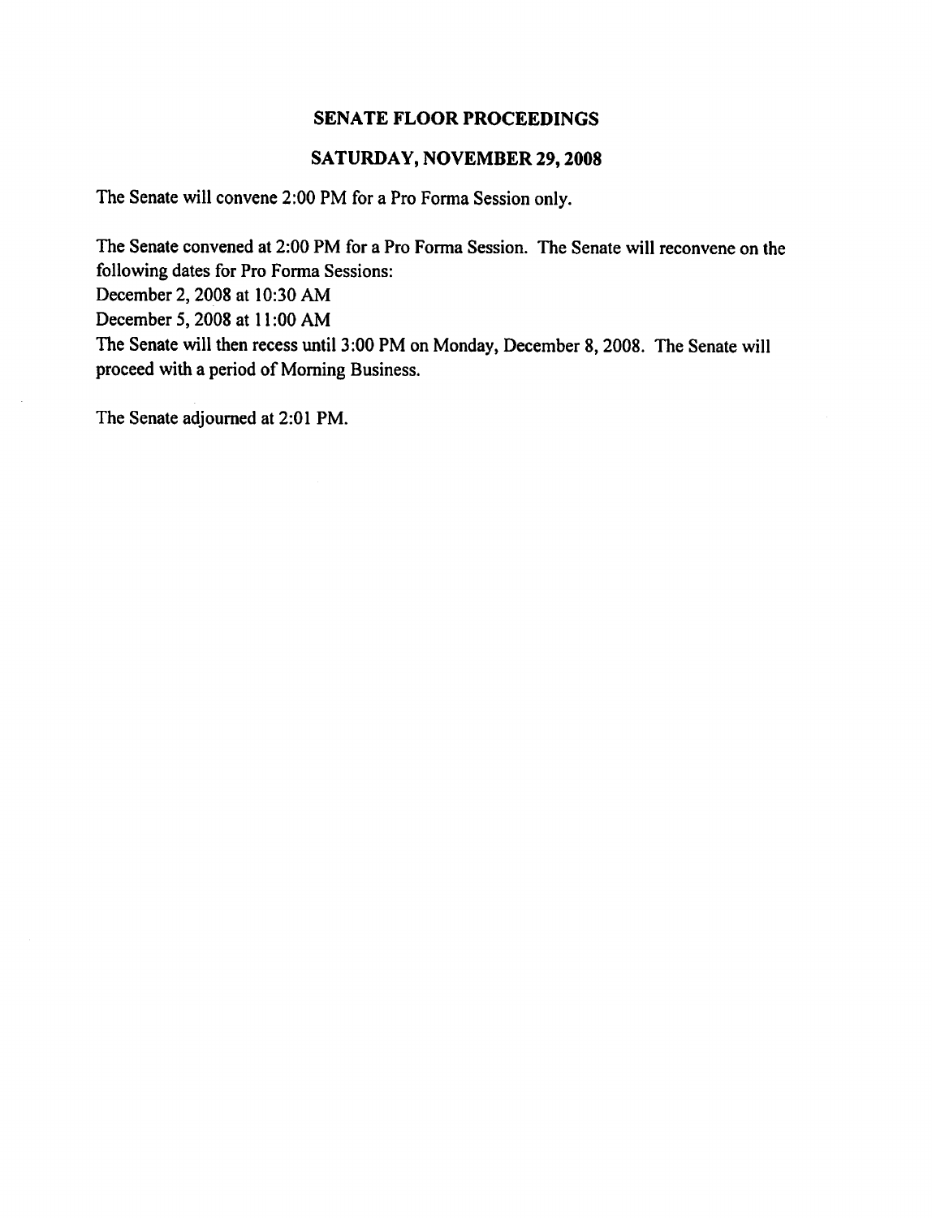## SENATE FLOOR PROCEEDINGS

## SATURDAY, NOVEMBER 29, 2008

The Senate will convene 2:00 PM for a Pro Forma Session only.

The Senate convened at 2:00 PM for a Pro Forma Session. The Senate will reconvene on the following dates for Pro Forma Sessions:
December 2, 2008 at 10:30 AM
December 5, 2008 at 11:00 AM
The Senate will then recess until 3:00 PM on Monday, December 8, 2008. The Senate will proceed with a period of Morning Business.

The Senate adjourned at 2:01 PM.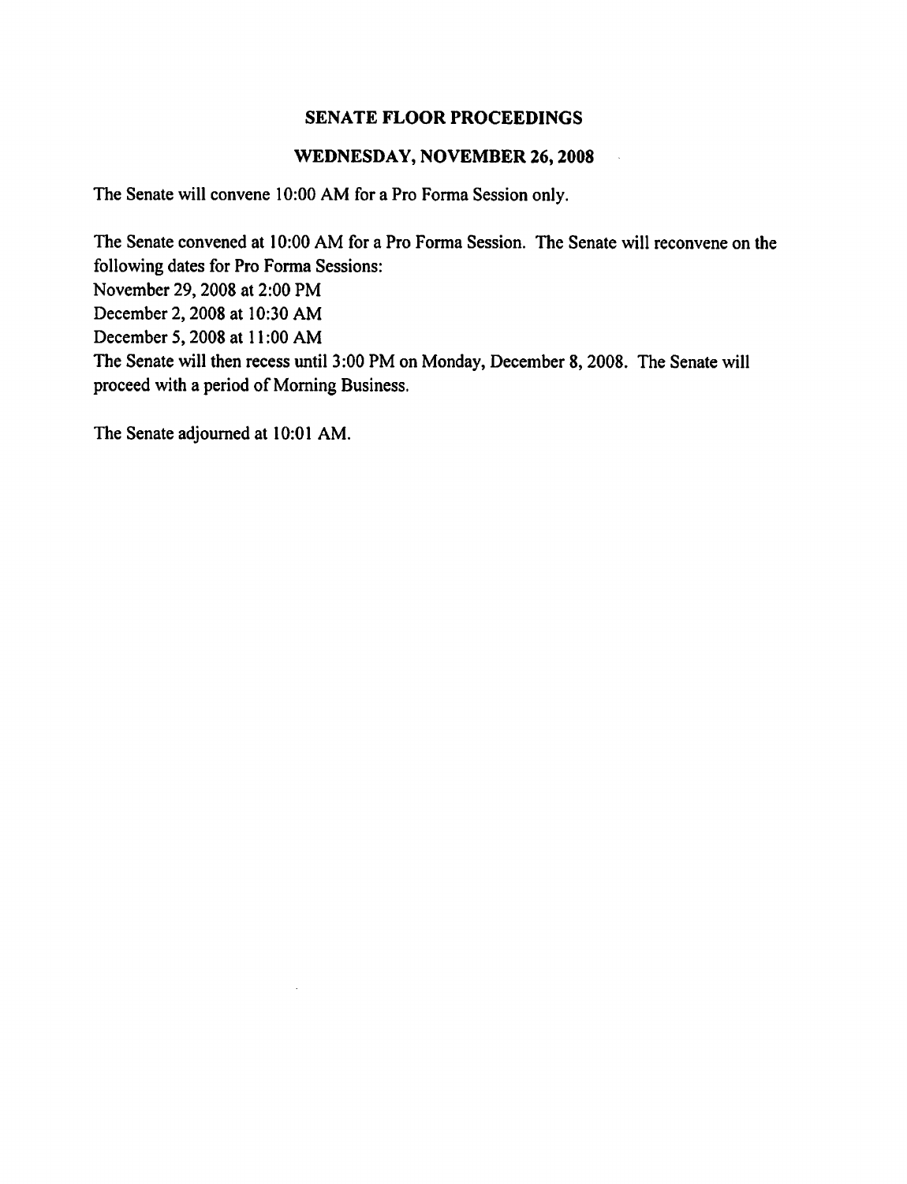## SENATE FLOOR PROCEEDINGS

## WEDNESDAY, NOVEMBER 26, 2008

The Senate will convene 10:00 AM for a Pro Forma Session only.

The Senate convened at 10:00 AM for a Pro Forma Session. The Senate will reconvene on the following dates for Pro Forma Sessions:
November 29, 2008 at 2:00 PM
December 2, 2008 at 10:30 AM
December 5, 2008 at 11:00 AM
The Senate will then recess until 3:00 PM on Monday, December 8, 2008. The Senate will proceed with a period of Morning Business.

The Senate adjourned at 10:01 AM.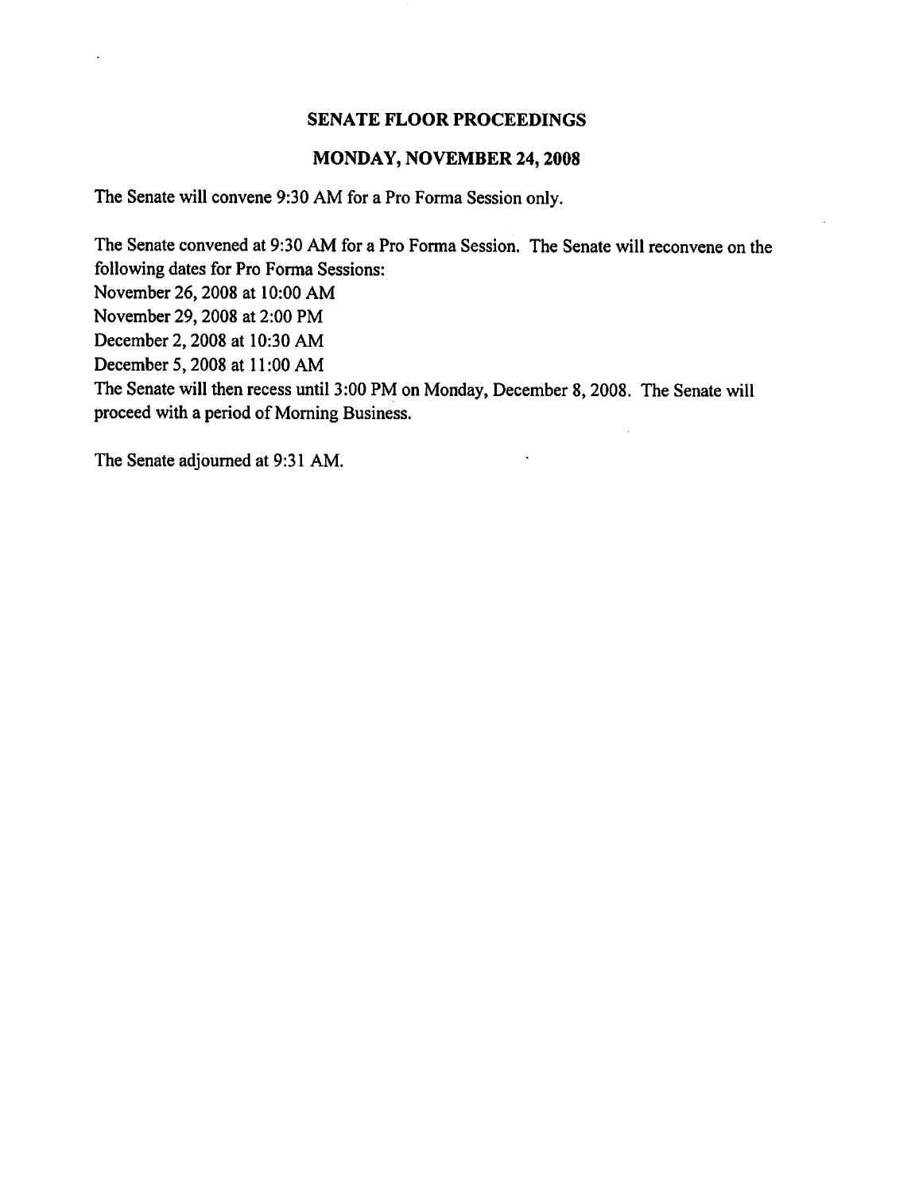## SENATE FLOOR PROCEEDINGS

## MONDAY, NOVEMBER 24, 2008

The Senate will convene 9:30 AM for a Pro Forma Session only.

The Senate convened at 9:30 AM for a Pro Forma Session. The Senate will reconvene on the following dates for Pro Forma Sessions:
November 26, 2008 at 10:00 AM
November 29, 2008 at 2:00 PM
December 2, 2008 at 10:30 AM
December 5, 2008 at 11:00 AM
The Senate will then recess until 3:00 PM on Monday, December 8, 2008. The Senate will proceed with a period of Morning Business.

The Senate adjourned at 9:31 AM.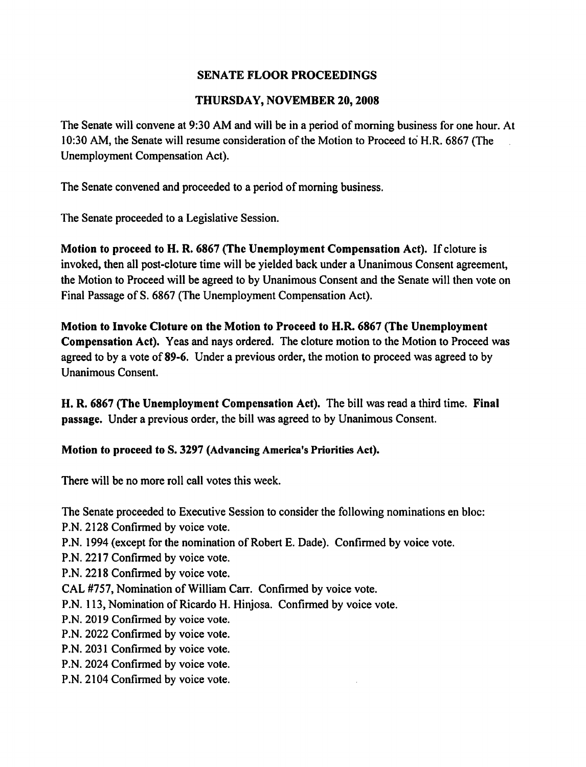# SENATE FLOOR PROCEEDINGS

## THURSDAY, NOVEMBER 20, 2008

The Senate will convene at 9:30 AM and will be in a period of morning business for one hour. At 10:30 AM, the Senate will resume consideration of the Motion to Proceed to H.R. 6867 (The Unemployment Compensation Act).

The Senate convened and proceeded to a period of morning business.

The Senate proceeded to a Legislative Session.

**Motion to proceed to H. R. 6867 (The Unemployment Compensation Act).** If cloture is invoked, then all post-cloture time will be yielded back under a Unanimous Consent agreement, the Motion to Proceed will be agreed to by Unanimous Consent and the Senate will then vote on Final Passage of S. 6867 (The Unemployment Compensation Act).

**Motion to Invoke Cloture on the Motion to Proceed to H.R. 6867 (The Unemployment Compensation Act).** Yeas and nays ordered. The cloture motion to the Motion to Proceed was agreed to by a vote of **89-6**. Under a previous order, the motion to proceed was agreed to by Unanimous Consent.

**H. R. 6867 (The Unemployment Compensation Act).** The bill was read a third time. **Final passage.** Under a previous order, the bill was agreed to by Unanimous Consent.

**Motion to proceed to S. 3297 (Advancing America's Priorities Act).**

There will be no more roll call votes this week.

The Senate proceeded to Executive Session to consider the following nominations en bloc:
P.N. 2128 Confirmed by voice vote.
P.N. 1994 (except for the nomination of Robert E. Dade). Confirmed by voice vote.
P.N. 2217 Confirmed by voice vote.
P.N. 2218 Confirmed by voice vote.
CAL #757, Nomination of William Carr. Confirmed by voice vote.
P.N. 113, Nomination of Ricardo H. Hinjosa. Confirmed by voice vote.
P.N. 2019 Confirmed by voice vote.
P.N. 2022 Confirmed by voice vote.
P.N. 2031 Confirmed by voice vote.
P.N. 2024 Confirmed by voice vote.
P.N. 2104 Confirmed by voice vote.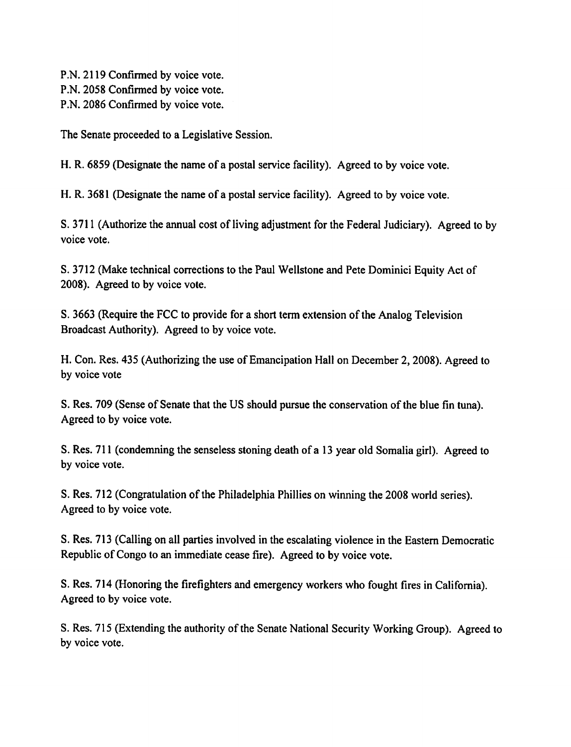P.N. 2119 Confirmed by voice vote.
P.N. 2058 Confirmed by voice vote.
P.N. 2086 Confirmed by voice vote.

The Senate proceeded to a Legislative Session.

H. R. 6859 (Designate the name of a postal service facility). Agreed to by voice vote.

H. R. 3681 (Designate the name of a postal service facility). Agreed to by voice vote.

S. 3711 (Authorize the annual cost of living adjustment for the Federal Judiciary). Agreed to by voice vote.

S. 3712 (Make technical corrections to the Paul Wellstone and Pete Dominici Equity Act of 2008). Agreed to by voice vote.

S. 3663 (Require the FCC to provide for a short term extension of the Analog Television Broadcast Authority). Agreed to by voice vote.

H. Con. Res. 435 (Authorizing the use of Emancipation Hall on December 2, 2008). Agreed to by voice vote

S. Res. 709 (Sense of Senate that the US should pursue the conservation of the blue fin tuna). Agreed to by voice vote.

S. Res. 711 (condemning the senseless stoning death of a 13 year old Somalia girl). Agreed to by voice vote.

S. Res. 712 (Congratulation of the Philadelphia Phillies on winning the 2008 world series). Agreed to by voice vote.

S. Res. 713 (Calling on all parties involved in the escalating violence in the Eastern Democratic Republic of Congo to an immediate cease fire). Agreed to by voice vote.

S. Res. 714 (Honoring the firefighters and emergency workers who fought fires in California). Agreed to by voice vote.

S. Res. 715 (Extending the authority of the Senate National Security Working Group). Agreed to by voice vote.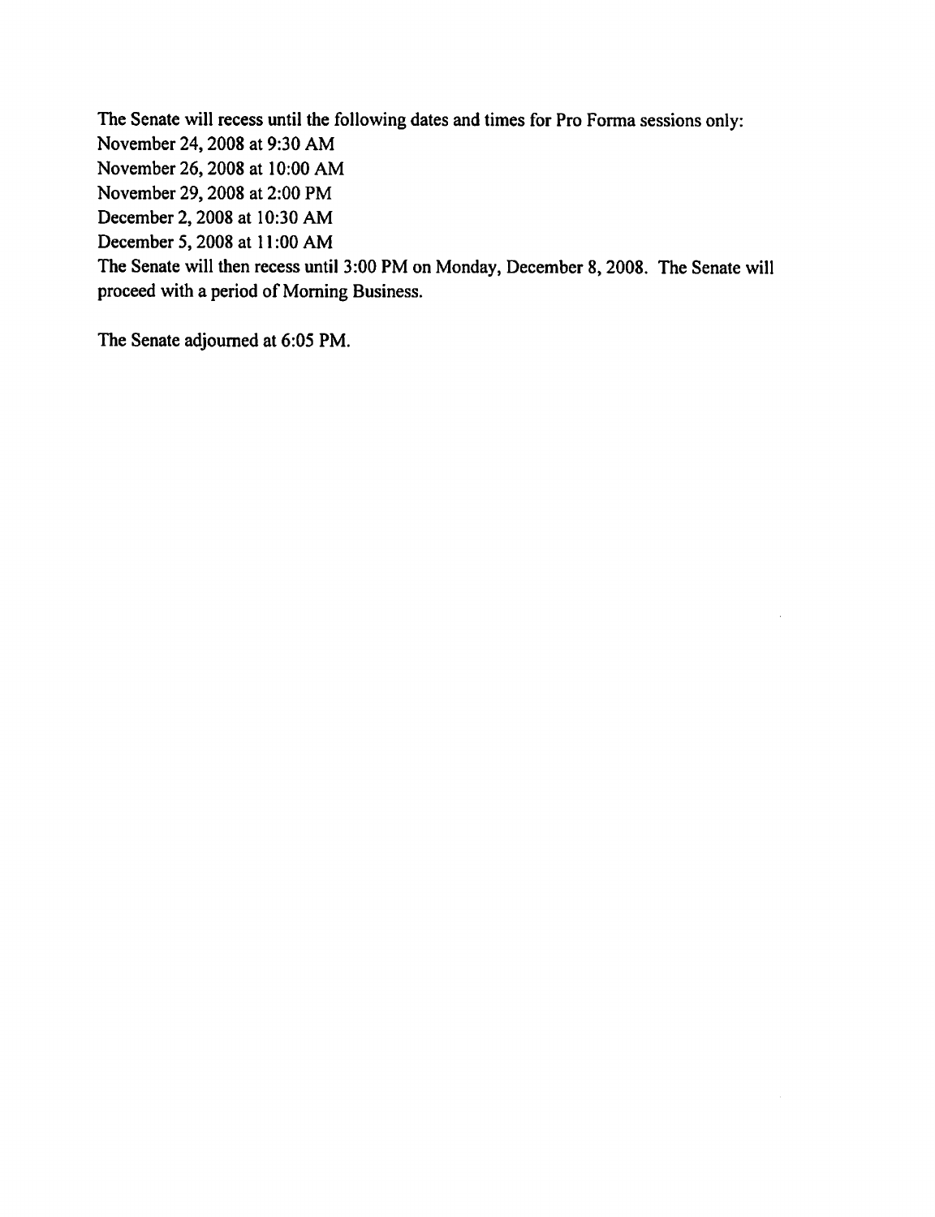The Senate will recess until the following dates and times for Pro Forma sessions only:
November 24, 2008 at 9:30 AM
November 26, 2008 at 10:00 AM
November 29, 2008 at 2:00 PM
December 2, 2008 at 10:30 AM
December 5, 2008 at 11:00 AM
The Senate will then recess until 3:00 PM on Monday, December 8, 2008. The Senate will proceed with a period of Morning Business.

The Senate adjourned at 6:05 PM.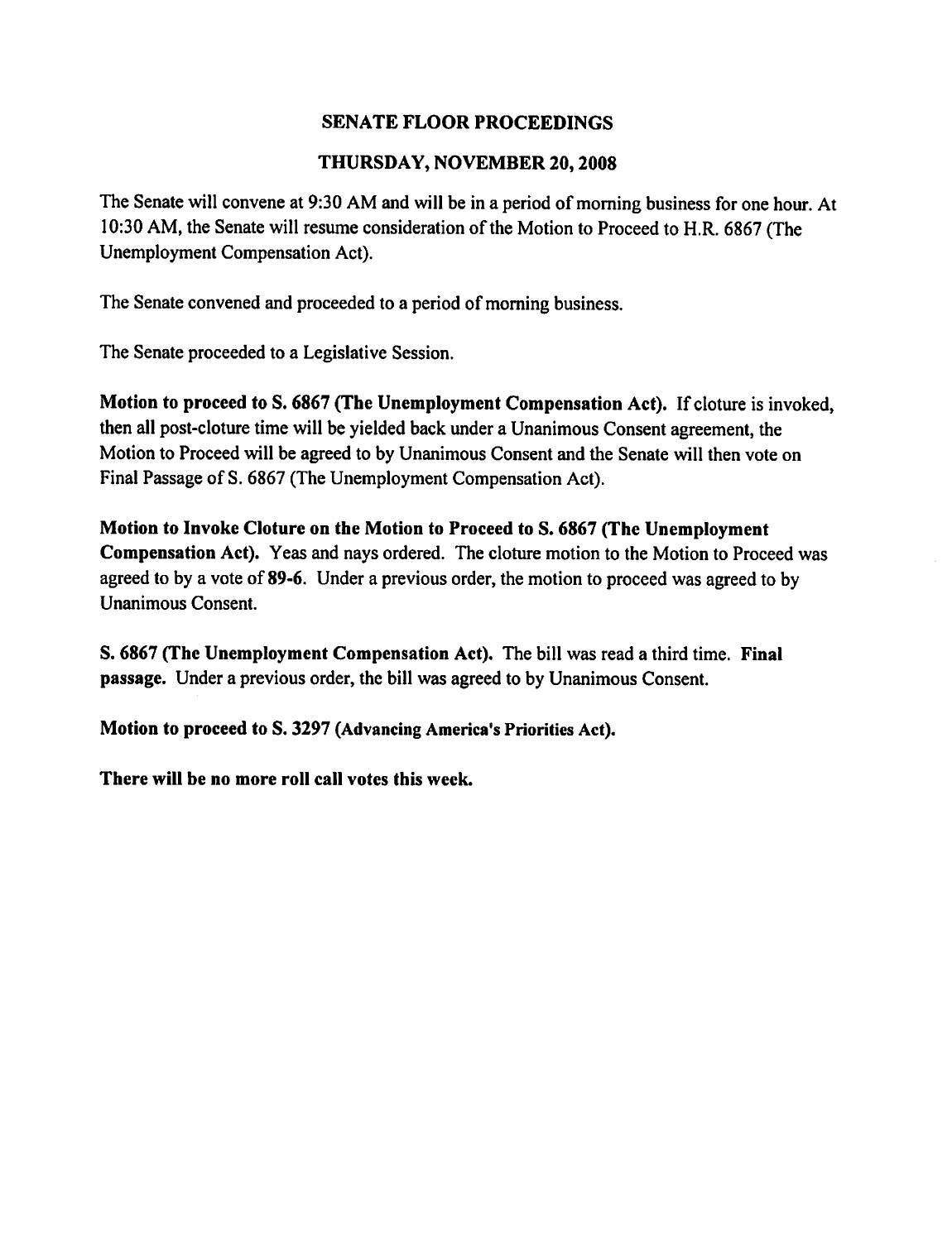# SENATE FLOOR PROCEEDINGS

## THURSDAY, NOVEMBER 20, 2008

The Senate will convene at 9:30 AM and will be in a period of morning business for one hour. At 10:30 AM, the Senate will resume consideration of the Motion to Proceed to H.R. 6867 (The Unemployment Compensation Act).

The Senate convened and proceeded to a period of morning business.

The Senate proceeded to a Legislative Session.

**Motion to proceed to S. 6867 (The Unemployment Compensation Act).** If cloture is invoked, then all post-cloture time will be yielded back under a Unanimous Consent agreement, the Motion to Proceed will be agreed to by Unanimous Consent and the Senate will then vote on Final Passage of S. 6867 (The Unemployment Compensation Act).

**Motion to Invoke Cloture on the Motion to Proceed to S. 6867 (The Unemployment Compensation Act).** Yeas and nays ordered. The cloture motion to the Motion to Proceed was agreed to by a vote of **89-6**. Under a previous order, the motion to proceed was agreed to by Unanimous Consent.

**S. 6867 (The Unemployment Compensation Act).** The bill was read a third time. **Final passage.** Under a previous order, the bill was agreed to by Unanimous Consent.

**Motion to proceed to S. 3297 (Advancing America's Priorities Act).**

**There will be no more roll call votes this week.**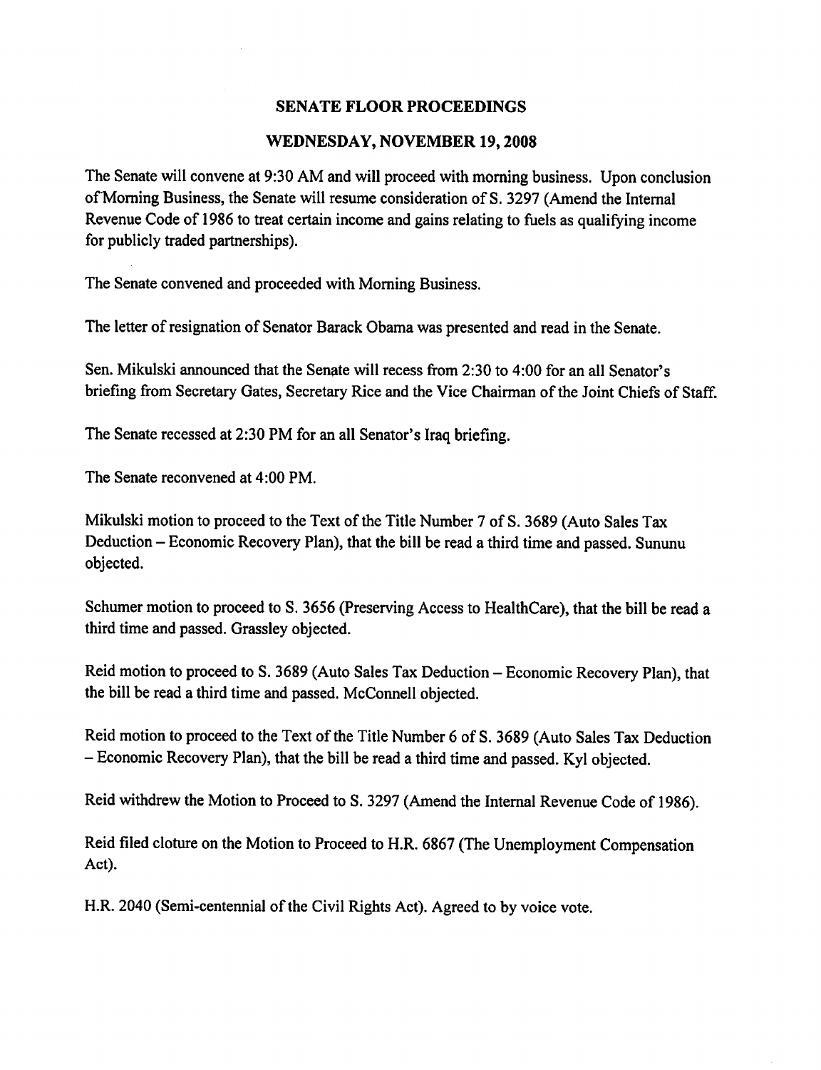# SENATE FLOOR PROCEEDINGS

## WEDNESDAY, NOVEMBER 19, 2008

The Senate will convene at 9:30 AM and will proceed with morning business. Upon conclusion of Morning Business, the Senate will resume consideration of S. 3297 (Amend the Internal Revenue Code of 1986 to treat certain income and gains relating to fuels as qualifying income for publicly traded partnerships).

The Senate convened and proceeded with Morning Business.

The letter of resignation of Senator Barack Obama was presented and read in the Senate.

Sen. Mikulski announced that the Senate will recess from 2:30 to 4:00 for an all Senator's briefing from Secretary Gates, Secretary Rice and the Vice Chairman of the Joint Chiefs of Staff.

The Senate recessed at 2:30 PM for an all Senator's Iraq briefing.

The Senate reconvened at 4:00 PM.

Mikulski motion to proceed to the Text of the Title Number 7 of S. 3689 (Auto Sales Tax Deduction – Economic Recovery Plan), that the bill be read a third time and passed. Sununu objected.

Schumer motion to proceed to S. 3656 (Preserving Access to HealthCare), that the bill be read a third time and passed. Grassley objected.

Reid motion to proceed to S. 3689 (Auto Sales Tax Deduction – Economic Recovery Plan), that the bill be read a third time and passed. McConnell objected.

Reid motion to proceed to the Text of the Title Number 6 of S. 3689 (Auto Sales Tax Deduction – Economic Recovery Plan), that the bill be read a third time and passed. Kyl objected.

Reid withdrew the Motion to Proceed to S. 3297 (Amend the Internal Revenue Code of 1986).

Reid filed cloture on the Motion to Proceed to H.R. 6867 (The Unemployment Compensation Act).

H.R. 2040 (Semi-centennial of the Civil Rights Act). Agreed to by voice vote.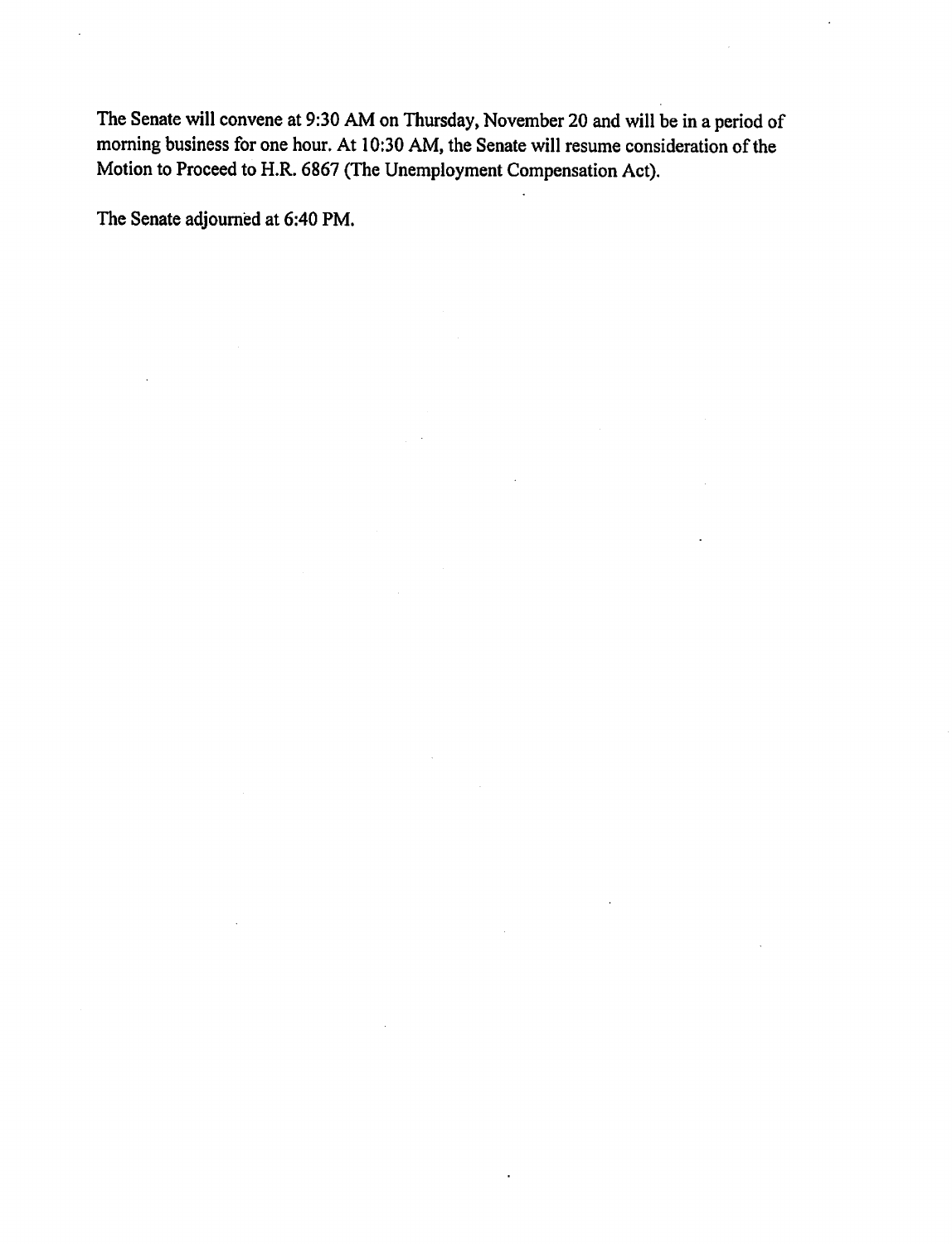The Senate will convene at 9:30 AM on Thursday, November 20 and will be in a period of morning business for one hour. At 10:30 AM, the Senate will resume consideration of the Motion to Proceed to H.R. 6867 (The Unemployment Compensation Act).

The Senate adjourned at 6:40 PM.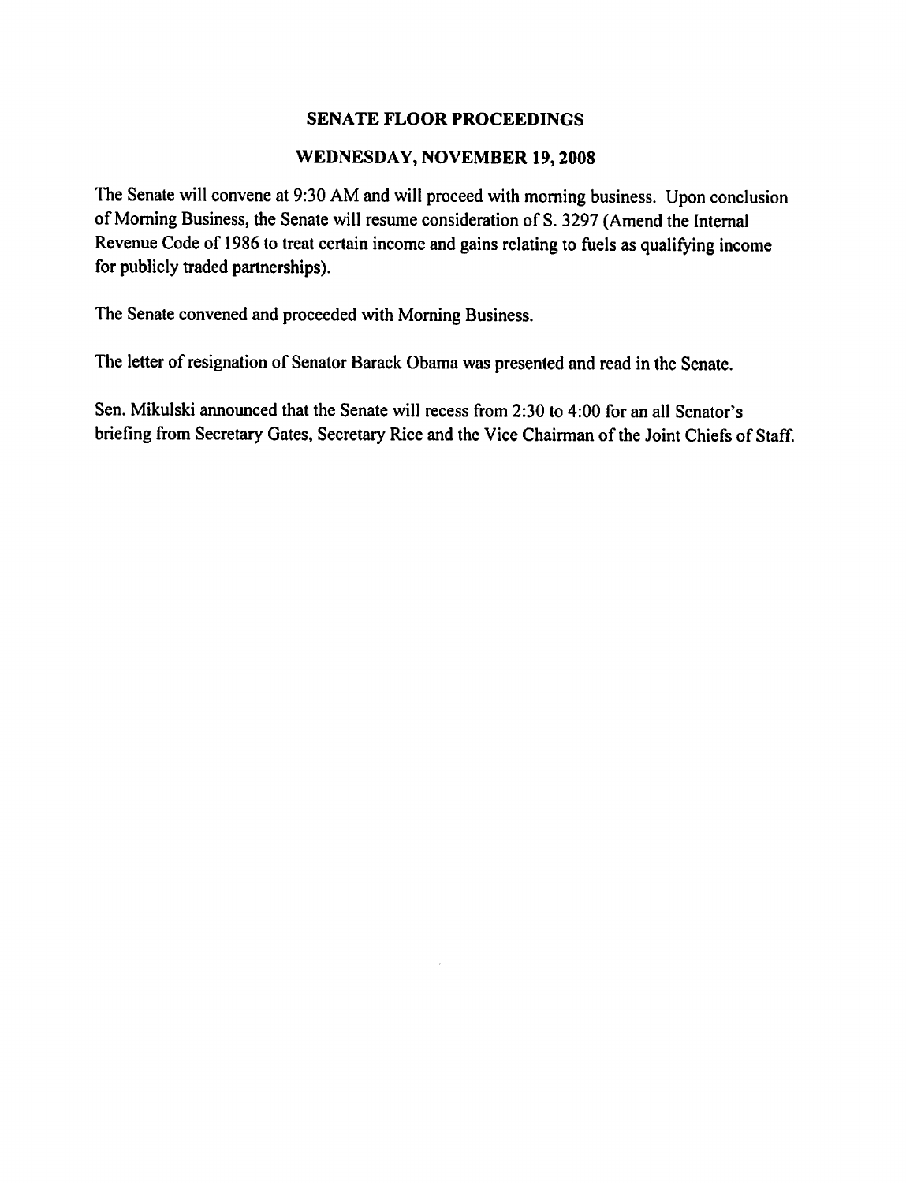# SENATE FLOOR PROCEEDINGS

## WEDNESDAY, NOVEMBER 19, 2008

The Senate will convene at 9:30 AM and will proceed with morning business. Upon conclusion of Morning Business, the Senate will resume consideration of S. 3297 (Amend the Internal Revenue Code of 1986 to treat certain income and gains relating to fuels as qualifying income for publicly traded partnerships).

The Senate convened and proceeded with Morning Business.

The letter of resignation of Senator Barack Obama was presented and read in the Senate.

Sen. Mikulski announced that the Senate will recess from 2:30 to 4:00 for an all Senator's briefing from Secretary Gates, Secretary Rice and the Vice Chairman of the Joint Chiefs of Staff.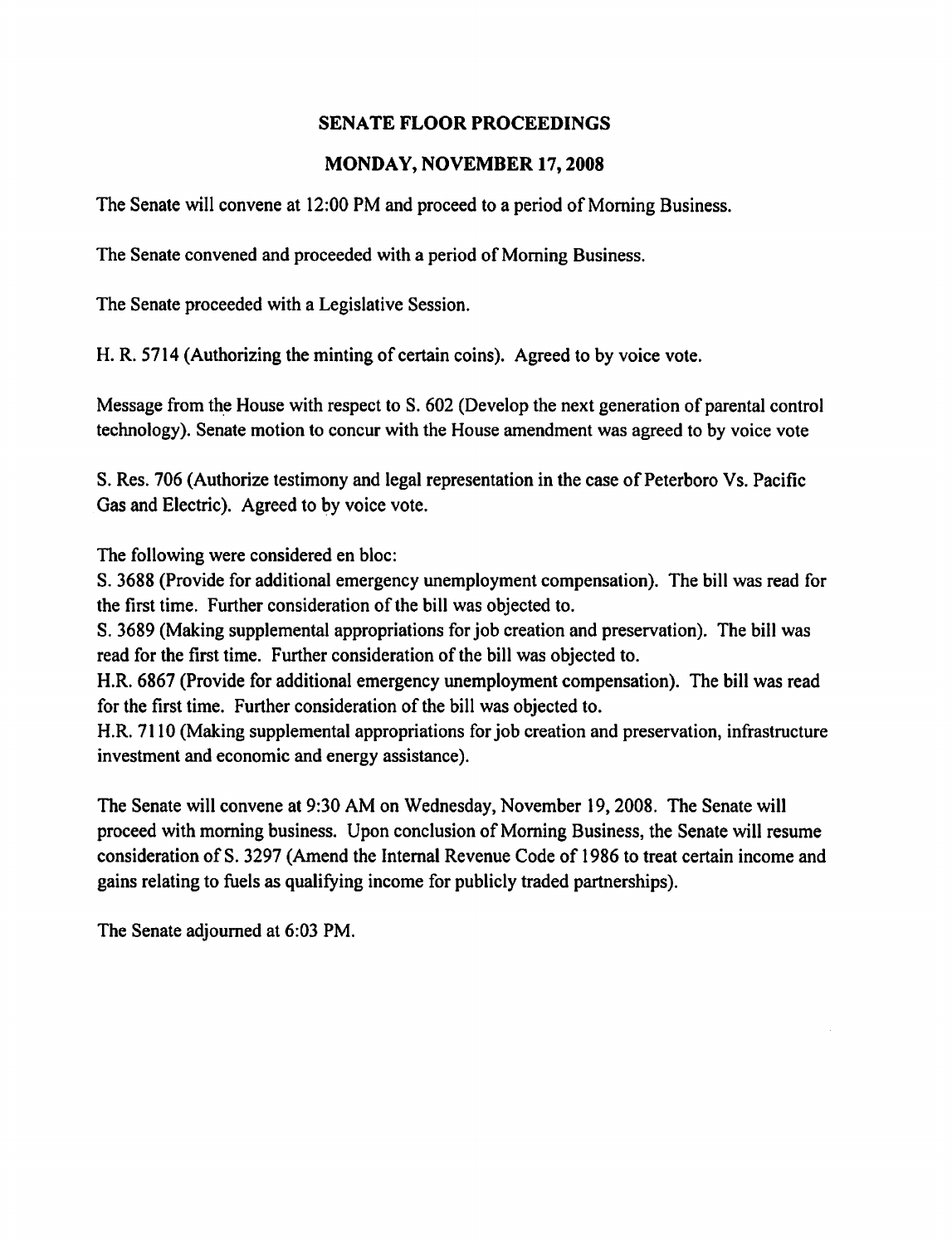## SENATE FLOOR PROCEEDINGS

## MONDAY, NOVEMBER 17, 2008

The Senate will convene at 12:00 PM and proceed to a period of Morning Business.

The Senate convened and proceeded with a period of Morning Business.

The Senate proceeded with a Legislative Session.

H. R. 5714 (Authorizing the minting of certain coins). Agreed to by voice vote.

Message from the House with respect to S. 602 (Develop the next generation of parental control technology). Senate motion to concur with the House amendment was agreed to by voice vote

S. Res. 706 (Authorize testimony and legal representation in the case of Peterboro Vs. Pacific Gas and Electric). Agreed to by voice vote.

The following were considered en bloc:
S. 3688 (Provide for additional emergency unemployment compensation). The bill was read for the first time. Further consideration of the bill was objected to.
S. 3689 (Making supplemental appropriations for job creation and preservation). The bill was read for the first time. Further consideration of the bill was objected to.
H.R. 6867 (Provide for additional emergency unemployment compensation). The bill was read for the first time. Further consideration of the bill was objected to.
H.R. 7110 (Making supplemental appropriations for job creation and preservation, infrastructure investment and economic and energy assistance).

The Senate will convene at 9:30 AM on Wednesday, November 19, 2008. The Senate will proceed with morning business. Upon conclusion of Morning Business, the Senate will resume consideration of S. 3297 (Amend the Internal Revenue Code of 1986 to treat certain income and gains relating to fuels as qualifying income for publicly traded partnerships).

The Senate adjourned at 6:03 PM.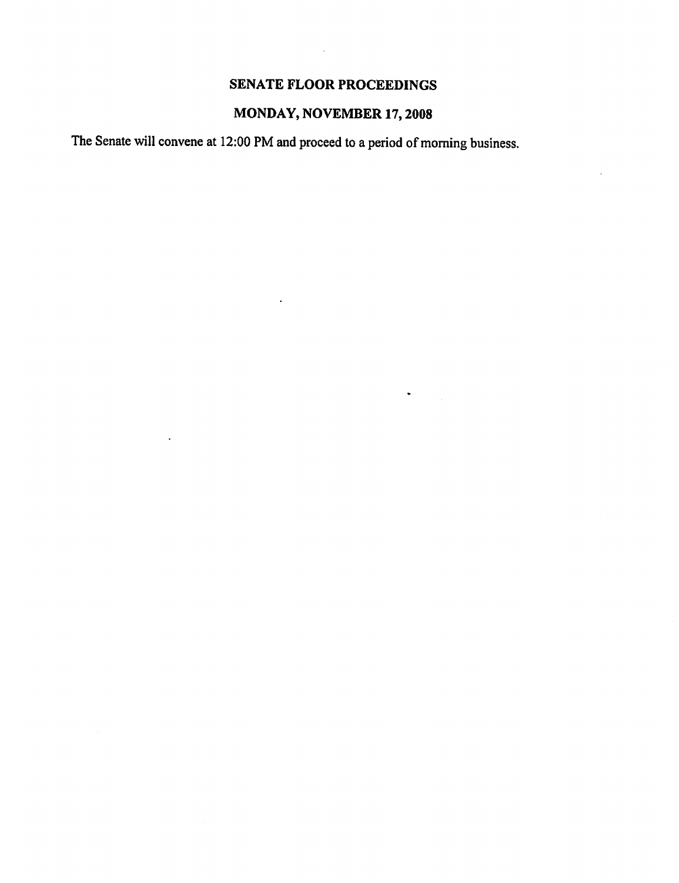# SENATE FLOOR PROCEEDINGS

## MONDAY, NOVEMBER 17, 2008

The Senate will convene at 12:00 PM and proceed to a period of morning business.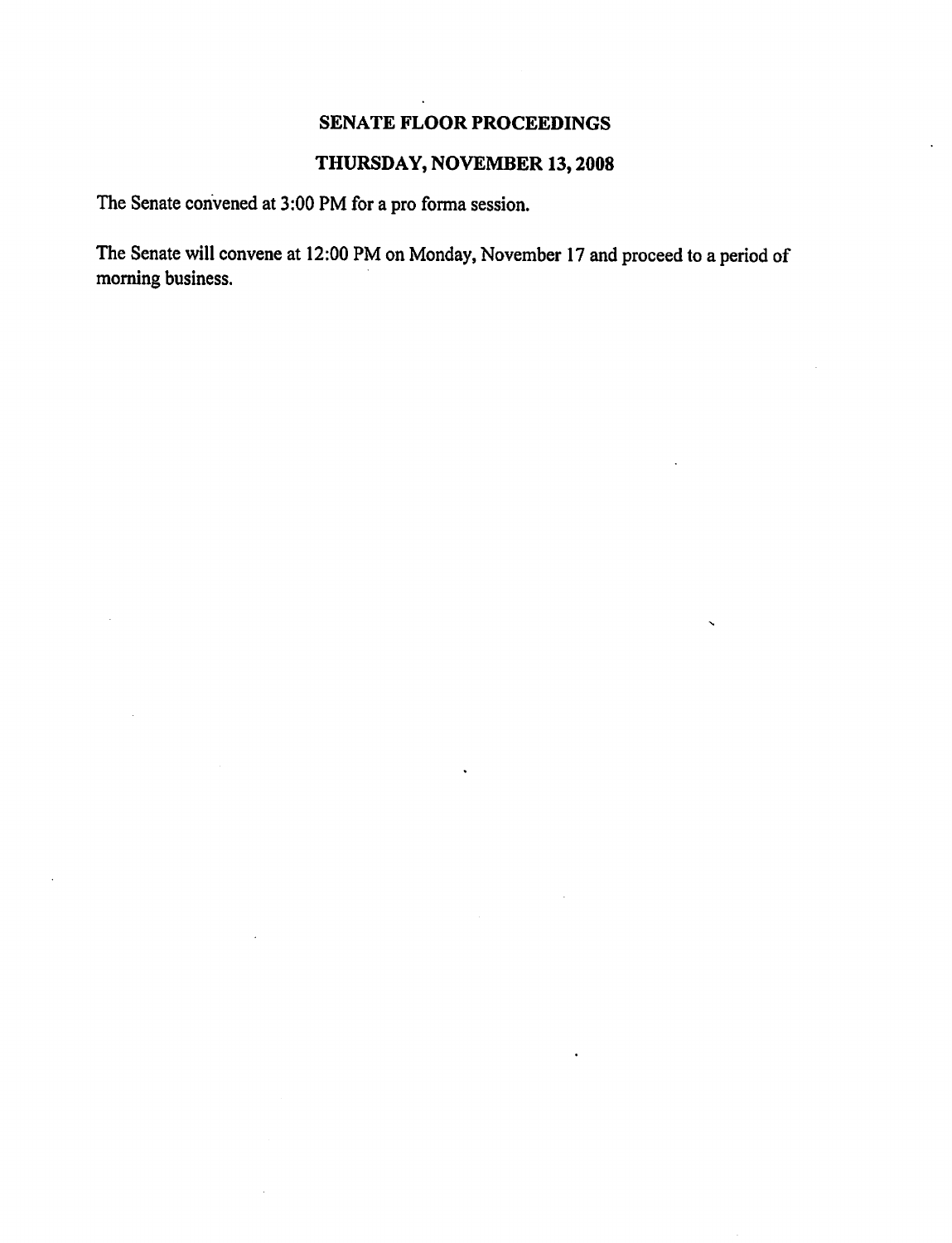# SENATE FLOOR PROCEEDINGS

## THURSDAY, NOVEMBER 13, 2008

The Senate convened at 3:00 PM for a pro forma session.

The Senate will convene at 12:00 PM on Monday, November 17 and proceed to a period of morning business.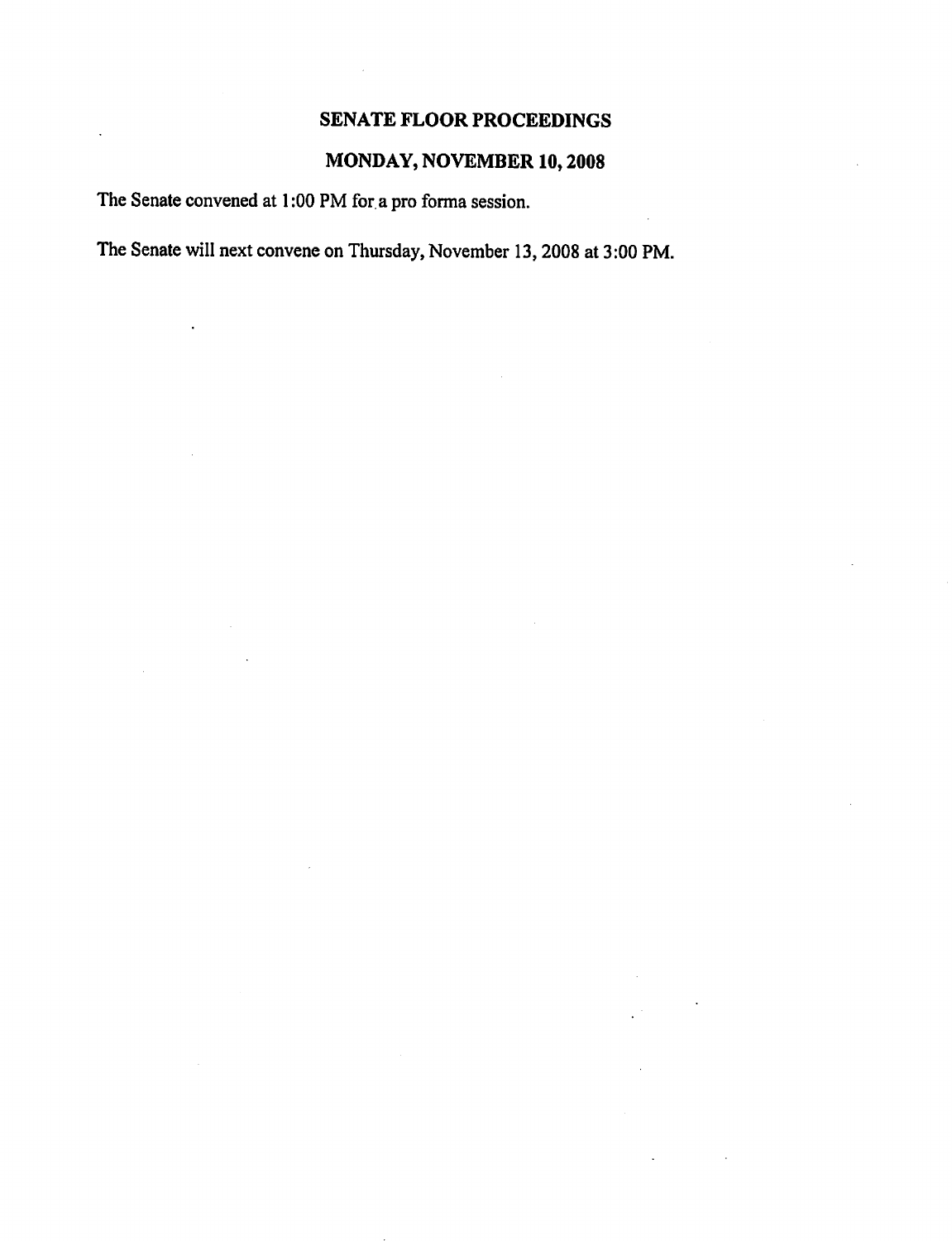# SENATE FLOOR PROCEEDINGS

## MONDAY, NOVEMBER 10, 2008

The Senate convened at 1:00 PM for a pro forma session.

The Senate will next convene on Thursday, November 13, 2008 at 3:00 PM.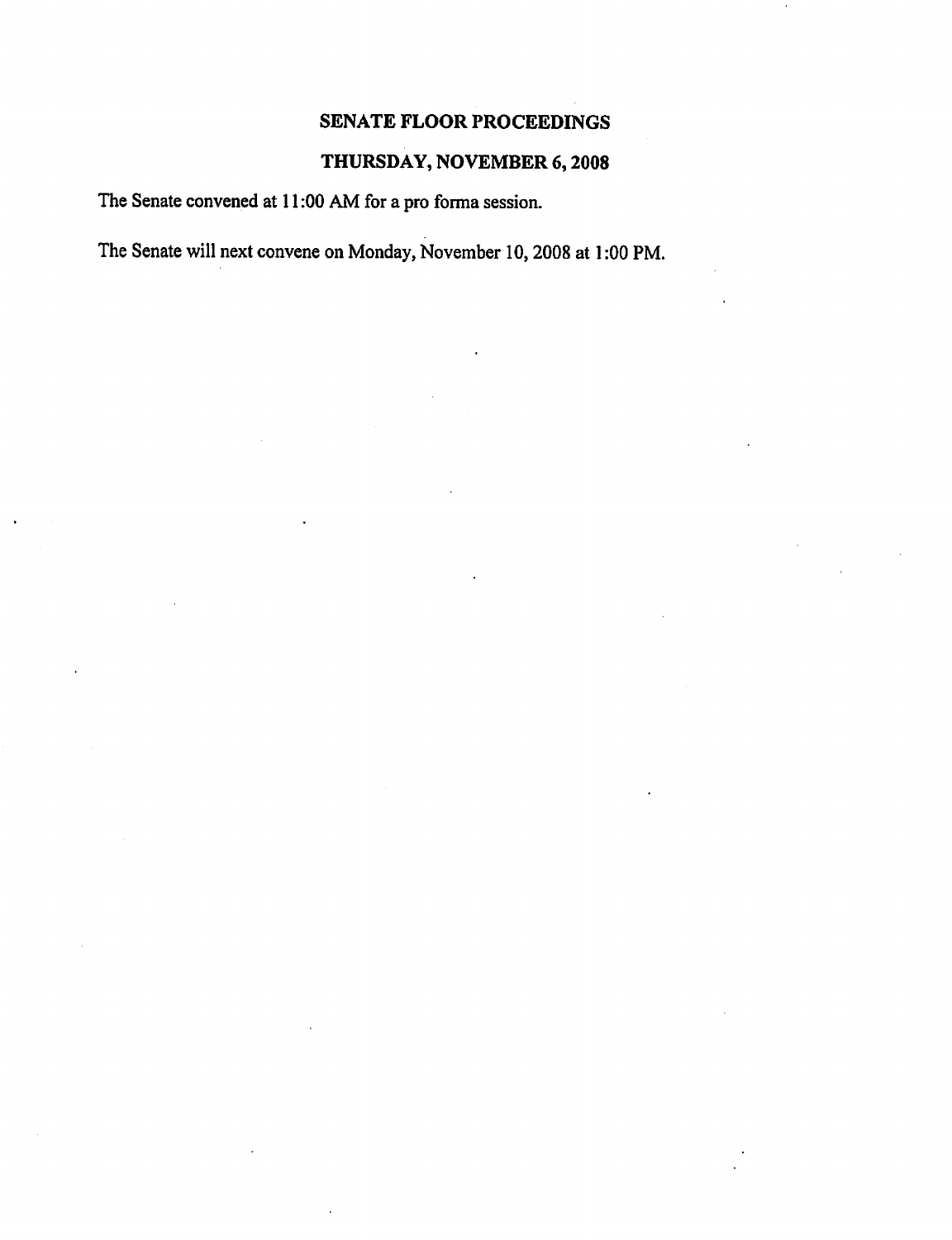# SENATE FLOOR PROCEEDINGS

## THURSDAY, NOVEMBER 6, 2008

The Senate convened at 11:00 AM for a pro forma session.

The Senate will next convene on Monday, November 10, 2008 at 1:00 PM.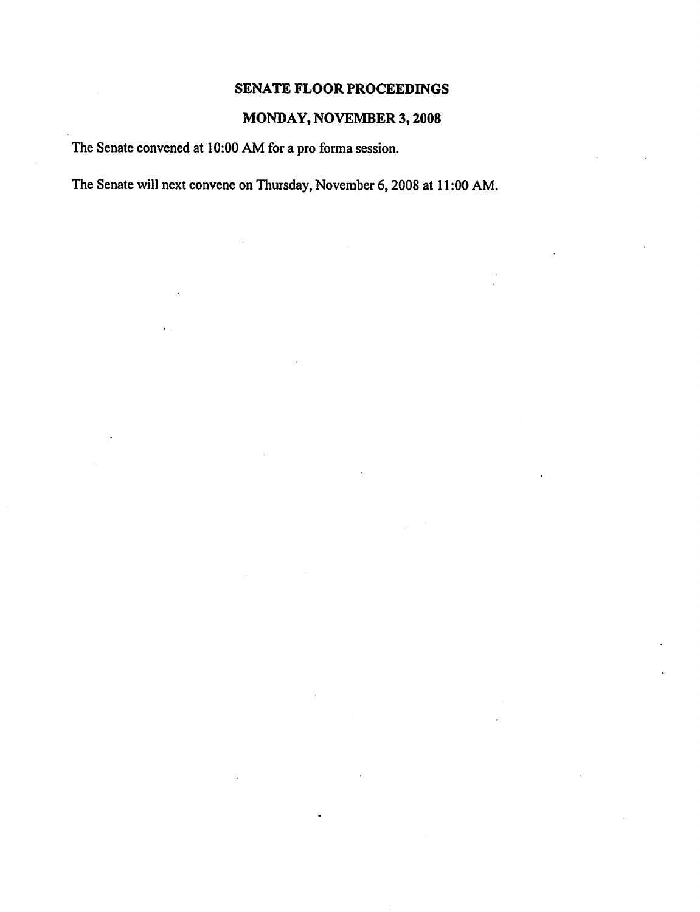# SENATE FLOOR PROCEEDINGS

## MONDAY, NOVEMBER 3, 2008

The Senate convened at 10:00 AM for a pro forma session.

The Senate will next convene on Thursday, November 6, 2008 at 11:00 AM.